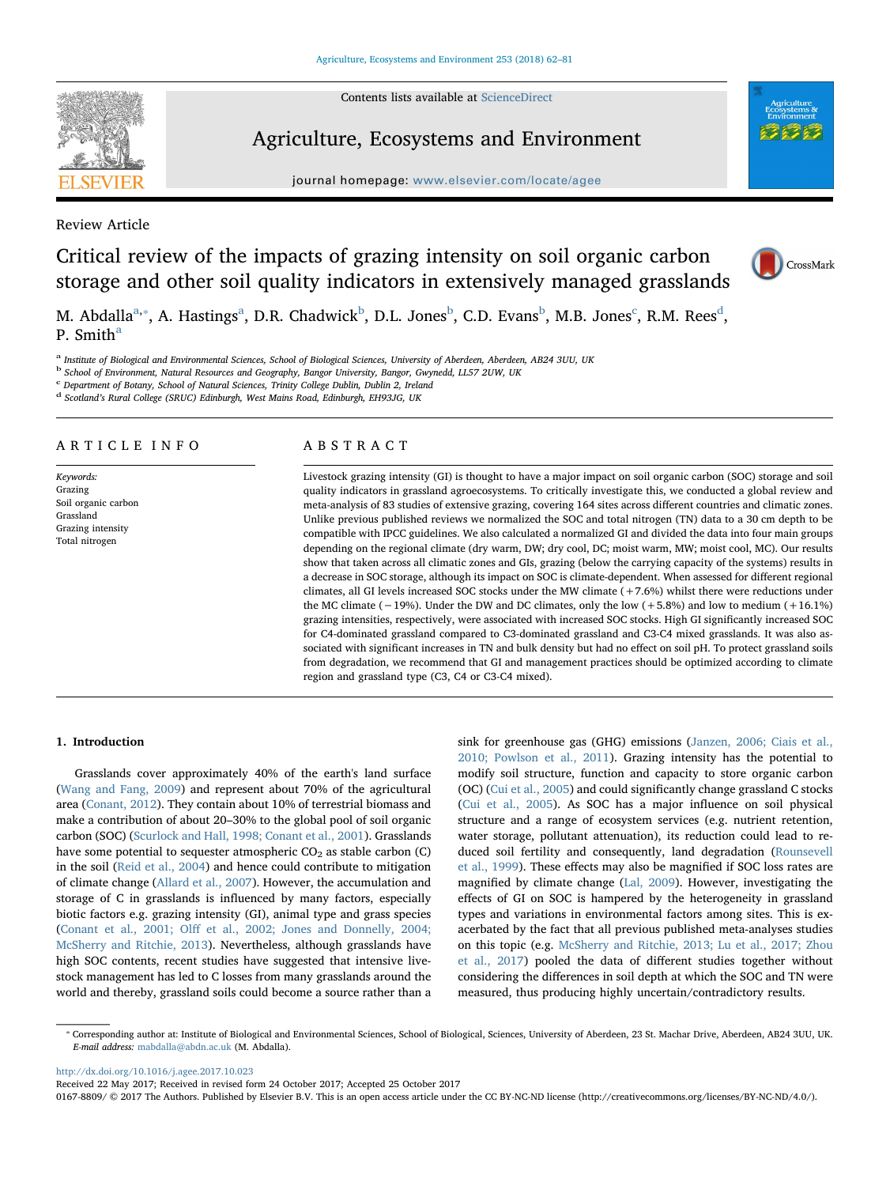Review Article

# Critical review of the impacts of grazing intensity on soil organic carbon storage and other soil quality indicators in extensively managed grasslands

M. Abdalla[a,*], A. Hastings[a], D.R. Chadwick[b], D.L. Jones[b], C.D. Evans[b], M.B. Jones[c], R.M. Rees[d], P. Smith[a]

[a] Institute of Biological and Environmental Sciences, School of Biological Sciences, University of Aberdeen, Aberdeen, AB24 3UU, UK
[b] School of Environment, Natural Resources and Geography, Bangor University, Bangor, Gwynedd, LL57 2UW, UK
[c] Department of Botany, School of Natural Sciences, Trinity College Dublin, Dublin 2, Ireland
[d] Scotland's Rural College (SRUC) Edinburgh, West Mains Road, Edinburgh, EH93JG, UK

## ARTICLE INFO

*Keywords:*
Grazing
Soil organic carbon
Grassland
Grazing intensity
Total nitrogen

## ABSTRACT

Livestock grazing intensity (GI) is thought to have a major impact on soil organic carbon (SOC) storage and soil quality indicators in grassland agroecosystems. To critically investigate this, we conducted a global review and meta-analysis of 83 studies of extensive grazing, covering 164 sites across different countries and climatic zones. Unlike previous published reviews we normalized the SOC and total nitrogen (TN) data to a 30 cm depth to be compatible with IPCC guidelines. We also calculated a normalized GI and divided the data into four main groups depending on the regional climate (dry warm, DW; dry cool, DC; moist warm, MW; moist cool, MC). Our results show that taken across all climatic zones and GIs, grazing (below the carrying capacity of the systems) results in a decrease in SOC storage, although its impact on SOC is climate-dependent. When assessed for different regional climates, all GI levels increased SOC stocks under the MW climate (+7.6%) whilst there were reductions under the MC climate (−19%). Under the DW and DC climates, only the low (+5.8%) and low to medium (+16.1%) grazing intensities, respectively, were associated with increased SOC stocks. High GI significantly increased SOC for C4-dominated grassland compared to C3-dominated grassland and C3-C4 mixed grasslands. It was also associated with significant increases in TN and bulk density but had no effect on soil pH. To protect grassland soils from degradation, we recommend that GI and management practices should be optimized according to climate region and grassland type (C3, C4 or C3-C4 mixed).

## 1. Introduction

Grasslands cover approximately 40% of the earth's land surface (Wang and Fang, 2009) and represent about 70% of the agricultural area (Conant, 2012). They contain about 10% of terrestrial biomass and make a contribution of about 20–30% to the global pool of soil organic carbon (SOC) (Scurlock and Hall, 1998; Conant et al., 2001). Grasslands have some potential to sequester atmospheric $CO_2$ as stable carbon (C) in the soil (Reid et al., 2004) and hence could contribute to mitigation of climate change (Allard et al., 2007). However, the accumulation and storage of C in grasslands is influenced by many factors, especially biotic factors e.g. grazing intensity (GI), animal type and grass species (Conant et al., 2001; Olff et al., 2002; Jones and Donnelly, 2004; McSherry and Ritchie, 2013). Nevertheless, although grasslands have high SOC contents, recent studies have suggested that intensive livestock management has led to C losses from many grasslands around the world and thereby, grassland soils could become a source rather than a sink for greenhouse gas (GHG) emissions (Janzen, 2006; Ciais et al., 2010; Powlson et al., 2011). Grazing intensity has the potential to modify soil structure, function and capacity to store organic carbon (OC) (Cui et al., 2005) and could significantly change grassland C stocks (Cui et al., 2005). As SOC has a major influence on soil physical structure and a range of ecosystem services (e.g. nutrient retention, water storage, pollutant attenuation), its reduction could lead to reduced soil fertility and consequently, land degradation (Rounsevell et al., 1999). These effects may also be magnified if SOC loss rates are magnified by climate change (Lal, 2009). However, investigating the effects of GI on SOC is hampered by the heterogeneity in grassland types and variations in environmental factors among sites. This is exacerbated by the fact that all previous published meta-analyses studies on this topic (e.g. McSherry and Ritchie, 2013; Lu et al., 2017; Zhou et al., 2017) pooled the data of different studies together without considering the differences in soil depth at which the SOC and TN were measured, thus producing highly uncertain/contradictory results.

* Corresponding author at: Institute of Biological and Environmental Sciences, School of Biological, Sciences, University of Aberdeen, 23 St. Machar Drive, Aberdeen, AB24 3UU, UK.
*E-mail address:* mabdalla@abdn.ac.uk (M. Abdalla).

http://dx.doi.org/10.1016/j.agee.2017.10.023
Received 22 May 2017; Received in revised form 24 October 2017; Accepted 25 October 2017
0167-8809/ © 2017 The Authors. Published by Elsevier B.V. This is an open access article under the CC BY-NC-ND license (http://creativecommons.org/licenses/BY-NC-ND/4.0/).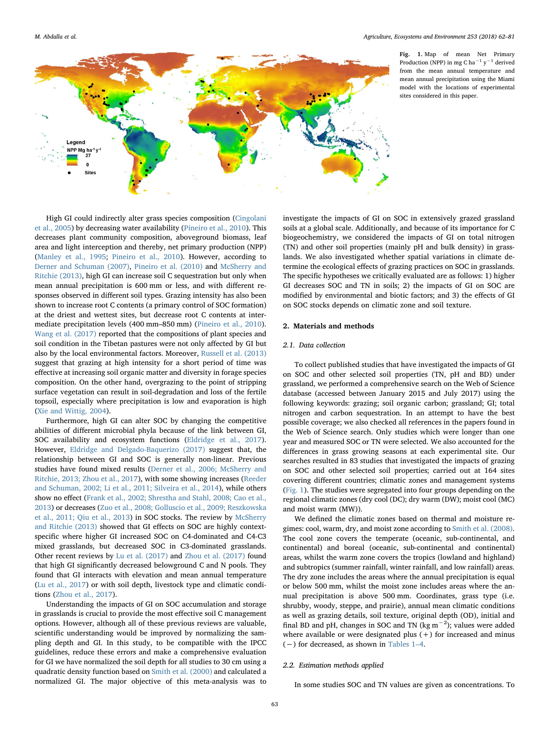Fig. 1. Map of mean Net Primary Production (NPP) in mg C $ha^{-1}$ $y^{-1}$ derived from the mean annual temperature and mean annual precipitation using the Miami model with the locations of experimental sites considered in this paper.

High GI could indirectly alter grass species composition (Cingolani et al., 2005) by decreasing water availability (Pineiro et al., 2010). This decreases plant community composition, aboveground biomass, leaf area and light interception and thereby, net primary production (NPP) (Manley et al., 1995; Pineiro et al., 2010). However, according to Derner and Schuman (2007), Pineiro et al. (2010) and McSherry and Ritchie (2013), high GI can increase soil C sequestration but only when mean annual precipitation is 600 mm or less, and with different responses observed in different soil types. Grazing intensity has also been shown to increase root C contents (a primary control of SOC formation) at the driest and wettest sites, but decrease root C contents at intermediate precipitation levels (400 mm–850 mm) (Pineiro et al., 2010). Wang et al. (2017) reported that the compositions of plant species and soil condition in the Tibetan pastures were not only affected by GI but also by the local environmental factors. Moreover, Russell et al. (2013) suggest that grazing at high intensity for a short period of time was effective at increasing soil organic matter and diversity in forage species composition. On the other hand, overgrazing to the point of stripping surface vegetation can result in soil-degradation and loss of the fertile topsoil, especially where precipitation is low and evaporation is high (Xie and Wittig, 2004).

Furthermore, high GI can alter SOC by changing the competitive abilities of different microbial phyla because of the link between GI, SOC availability and ecosystem functions (Eldridge et al., 2017). However, Eldridge and Delgado-Baquerizo (2017) suggest that, the relationship between GI and SOC is generally non-linear. Previous studies have found mixed results (Derner et al., 2006; McSherry and Ritchie, 2013; Zhou et al., 2017), with some showing increases (Reeder and Schuman, 2002; Li et al., 2011; Silveira et al., 2014), while others show no effect (Frank et al., 2002; Shrestha and Stahl, 2008; Cao et al., 2013) or decreases (Zuo et al., 2008; Golluscio et al., 2009; Reszkowska et al., 2011; Qiu et al., 2013) in SOC stocks. The review by McSherry and Ritchie (2013) showed that GI effects on SOC are highly context-specific where higher GI increased SOC on C4-dominated and C4-C3 mixed grasslands, but decreased SOC in C3-dominated grasslands. Other recent reviews by Lu et al. (2017) and Zhou et al. (2017) found that high GI significantly decreased belowground C and N pools. They found that GI interacts with elevation and mean annual temperature (Lu et al., 2017) or with soil depth, livestock type and climatic conditions (Zhou et al., 2017).

Understanding the impacts of GI on SOC accumulation and storage in grasslands is crucial to provide the most effective soil C management options. However, although all of these previous reviews are valuable, scientific understanding would be improved by normalizing the sampling depth and GI. In this study, to be compatible with the IPCC guidelines, reduce these errors and make a comprehensive evaluation for GI we have normalized the soil depth for all studies to 30 cm using a quadratic density function based on Smith et al. (2000) and calculated a normalized GI. The major objective of this meta-analysis was to investigate the impacts of GI on SOC in extensively grazed grassland soils at a global scale. Additionally, and because of its importance for C biogeochemistry, we considered the impacts of GI on total nitrogen (TN) and other soil properties (mainly pH and bulk density) in grasslands. We also investigated whether spatial variations in climate determine the ecological effects of grazing practices on SOC in grasslands. The specific hypotheses we critically evaluated are as follows: 1) higher GI decreases SOC and TN in soils; 2) the impacts of GI on SOC are modified by environmental and biotic factors; and 3) the effects of GI on SOC stocks depends on climatic zone and soil texture.

## 2. Materials and methods

### 2.1. Data collection

To collect published studies that have investigated the impacts of GI on SOC and other selected soil properties (TN, pH and BD) under grassland, we performed a comprehensive search on the Web of Science database (accessed between January 2015 and July 2017) using the following keywords: grazing; soil organic carbon; grassland; GI; total nitrogen and carbon sequestration. In an attempt to have the best possible coverage; we also checked all references in the papers found in the Web of Science search. Only studies which were longer than one year and measured SOC or TN were selected. We also accounted for the differences in grass growing seasons at each experimental site. Our searches resulted in 83 studies that investigated the impacts of grazing on SOC and other selected soil properties; carried out at 164 sites covering different countries; climatic zones and management systems (Fig. 1). The studies were segregated into four groups depending on the regional climatic zones (dry cool (DC); dry warm (DW); moist cool (MC) and moist warm (MW)).

We defined the climatic zones based on thermal and moisture regimes: cool, warm, dry, and moist zone according to Smith et al. (2008). The cool zone covers the temperate (oceanic, sub-continental, and continental) and boreal (oceanic, sub-continental and continental) areas, whilst the warm zone covers the tropics (lowland and highland) and subtropics (summer rainfall, winter rainfall, and low rainfall) areas. The dry zone includes the areas where the annual precipitation is equal or below 500 mm, whilst the moist zone includes areas where the annual precipitation is above 500 mm. Coordinates, grass type (i.e. shrubby, woody, steppe, and prairie), annual mean climatic conditions as well as grazing details, soil texture, original depth (OD), initial and final BD and pH, changes in SOC and TN (kg $m^{-2}$); values were added where available or were designated plus (+) for increased and minus (−) for decreased, as shown in Tables 1–4.

### 2.2. Estimation methods applied

In some studies SOC and TN values are given as concentrations. To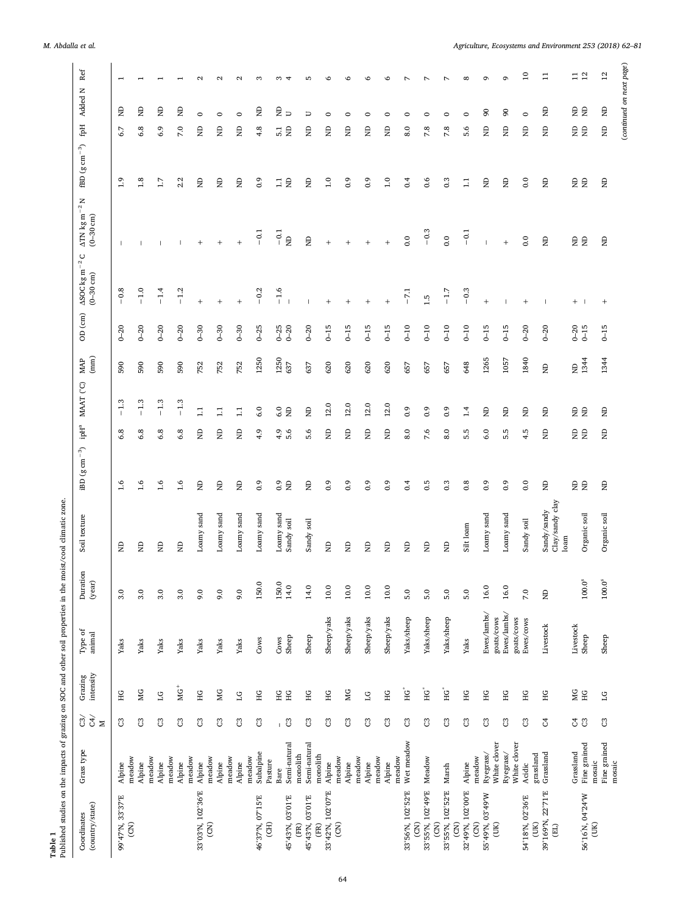**Table 1**
Published studies on the impacts of grazing on SOC and other soil properties in the moist/cool climatic zone.

| Coordinates (country/state) | Grass type | C3/C4/M | Grazing intensity | Type of animal | Duration (year) | Soil texture | iBD (g cm$^{-3}$) | ipH[a] | MAAT (°C) | MAP (mm) | OD (cm) | ΔSOC kg m$^{-2}$ C (0–30 cm) | ΔTN kg m$^{-2}$ N (0–30 cm) | fBD (g cm$^{-3}$) | fpH | Added N | Ref |
|---|---|---|---|---|---|---|---|---|---|---|---|---|---|---|---|---|---|
| 99°47′N, 33°37′E (CN) | Alpine meadow | C3 | HG | Yaks | 3.0 | ND | 1.6 | 6.8 | −1.3 | 590 | 0–20 | −0.8 | – | 1.9 | 6.7 | ND | 1 |
| | Alpine meadow | C3 | MG | Yaks | 3.0 | ND | 1.6 | 6.8 | −1.3 | 590 | 0–20 | −1.0 | – | 1.8 | 6.8 | ND | 1 |
| | Alpine meadow | C3 | LG | Yaks | 3.0 | ND | 1.6 | 6.8 | −1.3 | 590 | 0–20 | −1.4 | – | 1.7 | 6.9 | ND | 1 |
| | Alpine meadow | C3 | MG[+] | Yaks | 3.0 | ND | 1.6 | 6.8 | −1.3 | 590 | 0–20 | −1.2 | – | 2.2 | 7.0 | ND | 1 |
| 33°03′N, 102°36′E (CN) | Alpine meadow | C3 | HG | Yaks | 9.0 | Loamy sand | ND | ND | 1.1 | 752 | 0–30 | + | + | ND | ND | 0 | 2 |
| | Alpine meadow | C3 | MG | Yaks | 9.0 | Loamy sand | ND | ND | 1.1 | 752 | 0–30 | + | + | ND | ND | 0 | 2 |
| | Alpine meadow | C3 | LG | Yaks | 9.0 | Loamy sand | ND | ND | 1.1 | 752 | 0–30 | + | + | ND | ND | 0 | 2 |
| 46°37′N, 07°15′E (CH) | Subalpine Pasture | C3 | HG | Cows | 150.0 | Loamy sand | 0.9 | 4.9 | 6.0 | 1250 | 0–25 | −0.2 | −0.1 | 0.9 | 4.8 | ND | 3 |
| | Bare | – | HG | Cows | 150.0 | Loamy sand | 0.9 | 4.9 | 6.0 | 1250 | 0–25 | −1.6 | −0.1 | 1.1 | 5.1 | ND | 3 |
| 45°43′N, 03°01′E (FR) | Semi-natural monolith | C3 | HG | Sheep | 14.0 | Sandy soil | ND | 5.6 | ND | 637 | 0–20 | – | ND | ND | ND | U | 4 |
| 45°43′N, 03°01′E (FR) | Semi-natural monolith | C3 | HG | Sheep | 14.0 | Sandy soil | ND | 5.6 | ND | 637 | 0–20 | – | ND | ND | ND | U | 5 |
| 33°42′N, 102°07′E (CN) | Alpine meadow | C3 | HG | Sheep/yaks | 10.0 | ND | 0.9 | ND | 12.0 | 620 | 0–15 | + | + | 1.0 | ND | 0 | 6 |
| | Alpine meadow | C3 | MG | Sheep/yaks | 10.0 | ND | 0.9 | ND | 12.0 | 620 | 0–15 | + | + | 0.9 | ND | 0 | 6 |
| | Alpine meadow | C3 | LG | Sheep/yaks | 10.0 | ND | 0.9 | ND | 12.0 | 620 | 0–15 | + | + | 0.9 | ND | 0 | 6 |
| | Alpine meadow | C3 | HG | Sheep/yaks | 10.0 | ND | 0.9 | ND | 12.0 | 620 | 0–15 | + | + | 1.0 | ND | 0 | 6 |
| 33°56′N, 102°52′E (CN) | Wet meadow | C3 | HG[*] | Yaks/sheep | 5.0 | ND | 0.4 | 8.0 | 0.9 | 657 | 0–10 | −7.1 | 0.0 | 0.4 | 8.0 | 0 | 7 |
| 33°55′N, 102°49′E (CN) | Meadow | C3 | HG[*] | Yaks/sheep | 5.0 | ND | 0.5 | 7.6 | 0.9 | 657 | 0–10 | 1.5 | −0.3 | 0.6 | 7.8 | 0 | 7 |
| 33°55′N, 102°52′E (CN) | Marsh | C3 | HG[*] | Yaks/sheep | 5.0 | ND | 0.3 | 8.0 | 0.9 | 657 | 0–10 | −1.7 | 0.0 | 0.3 | 7.8 | 0 | 7 |
| 32°49′N, 102°00′E (CN) | Alpine meadow | C3 | HG | Yaks | 5.0 | Silt loam | 0.8 | 5.5 | 1.4 | 648 | 0–10 | −0.3 | −0.1 | 1.1 | 5.6 | 0 | 8 |
| 55°49′N, 03°49′W (UK) | Ryegrass/White clover | C3 | HG | Ewes/lambs/goats/cows | 16.0 | Loamy sand | 0.9 | 6.0 | ND | 1265 | 0–15 | + | – | ND | ND | 90 | 9 |
| | Ryegrass/White clover | C3 | HG | Ewes/lambs/goats/cows | 16.0 | Loamy sand | 0.9 | 5.5 | ND | 1057 | 0–15 | – | + | ND | ND | 90 | 9 |
| 54°18′N, 02°36′E (UK) | Acidic grassland | C3 | HG | Ewes/cows | 7.0 | Sandy soil | 0.0 | 4.5 | ND | 1840 | 0–20 | + | 0.0 | 0.0 | ND | 0 | 10 |
| 39°169′N, 22°71′E (EL) | Grassland | C4 | HG | Livestock | ND | Sandy/sandy Clay/sandy clay loam | ND | ND | ND | ND | 0–20 | – | ND | ND | ND | ND | 11 |
| | Grassland | C4 | MG | Livestock | | | ND | ND | ND | ND | 0–20 | + | ND | ND | ND | ND | 11 |
| 56°16′N, 04°24′W (UK) | Fine grained mosaic | C3 | HG | Sheep | 100.0[$] | Organic soil | ND | ND | ND | 1344 | 0–15 | – | ND | ND | ND | ND | 12 |
| | Fine grained mosaic | C3 | LG | Sheep | 100.0[$] | Organic soil | ND | ND | ND | 1344 | 0–15 | + | ND | ND | ND | ND | 12 |

(continued on next page)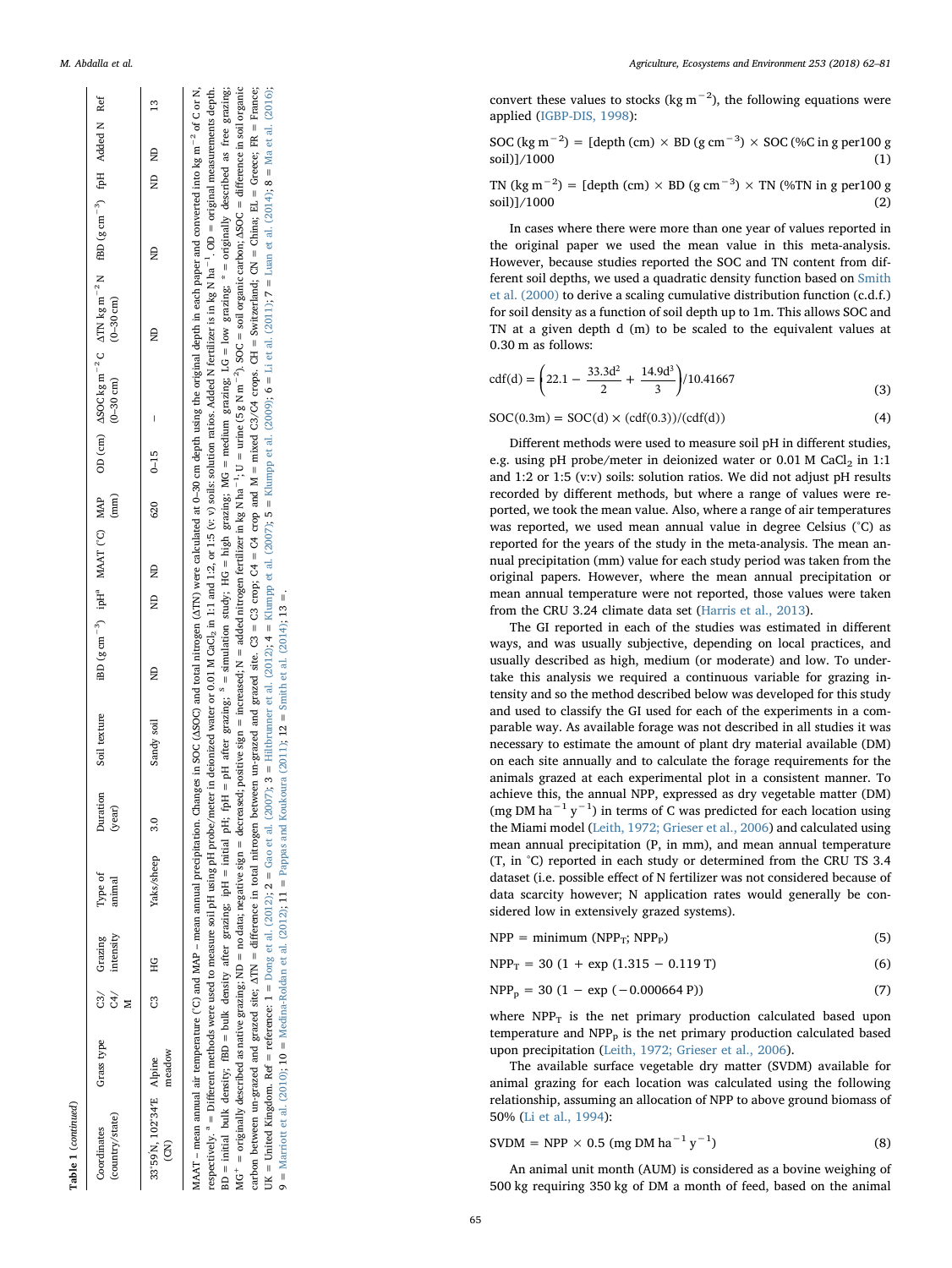**Table 1** (*continued*)

| Coordinates (country/state) | Grass type | C3/ C4/ M | Grazing intensity | Type of animal | Duration (year) | Soil texture | iBD (g cm$^{-3}$) | ipH[a] | MAAT (°C) | MAP (mm) | OD (cm) | ΔSOC kg m$^{-2}$ C (0–30 cm) | ΔTN kg m$^{-2}$ N (0–30 cm) | fBD (g cm$^{-3}$) | fpH | Added N | Ref |
|---|---|---|---|---|---|---|---|---|---|---|---|---|---|---|---|---|---|
| 33°59′N, 102°34′E (CN) | Alpine meadow | C3 | HG | Yaks/sheep | 3.0 | Sandy soil | ND | ND | ND | 620 | 0–15 | – | ND | ND | ND | ND | 13 |

MAAT – mean annual air temperature (°C) and MAP – mean annual precipitation. Changes in SOC (ΔSOC) and total nitrogen (ΔTN) were calculated at 0–30 cm depth using the original depth in each paper and converted into kg m$^{-2}$ of C or N, respectively. [a] = Different methods were used to measure soil pH using pH probe/meter in deionized water or 0.01 M $CaCl_2$ in 1:1 and 1:2, or 1:5 (v: v) soils: solution ratios. Added N fertilizer is in kg N ha$^{-1}$. OD = original measurements depth. BD = initial bulk density; fBD = bulk density after grazing; ipH = initial pH; fpH = pH after grazing; [S] = simulation study; HG = high grazing; MG = medium grazing. LG = low grazing; * = originally described as free grazing; MG[+] = originally described as native grazing; ND = no data; negative sign = decreased; positive sign = increased; N = added nitrogen fertilizer in kg N ha$^{-1}$; U = urine (5 g N m$^{-2}$). SOC = soil organic carbon; ΔSOC = difference in soil organic carbon between un-grazed and grazed site; ΔTN = difference in total nitrogen between un-grazed and grazed site. C3 = C3 crop; C4 = C4 crop and M = mixed C3/C4 crops. CH = Switzerland; CN = China; EL = Greece; FR = France; UK = United Kingdom. Ref = reference: 1 = Dong et al. (2012); 2 = Gao et al. (2007); 3 = Hiltbrunner et al. (2012); 4 = Klumpp et al. (2007); 5 = Klumpp et al. (2009); 6 = Li et al. (2011); 7 = Luan et al. (2014); 8 = Ma et al. (2016); 9 = Marriott et al. (2010); 10 = Medina-Roldan et al. (2012); 11 = Pappas and Koukoura (2011); 12 = Smith et al. (2014); 13 =.

convert these values to stocks (kg m$^{-2}$), the following equations were applied (IGBP-DIS, 1998):

$$\text{SOC (kg m}^{-2}) = [\text{depth (cm)} \times \text{BD (g cm}^{-3}) \times \text{SOC (\%C in g per100 g soil)}]/1000 \tag{1}$$

$$\text{TN (kg m}^{-2}) = [\text{depth (cm)} \times \text{BD (g cm}^{-3}) \times \text{TN (\%TN in g per100 g soil)}]/1000 \tag{2}$$

In cases where there were more than one year of values reported in the original paper we used the mean value in this meta-analysis. However, because studies reported the SOC and TN content from different soil depths, we used a quadratic density function based on Smith et al. (2000) to derive a scaling cumulative distribution function (c.d.f.) for soil density as a function of soil depth up to 1m. This allows SOC and TN at a given depth d (m) to be scaled to the equivalent values at 0.30 m as follows:

$$\text{cdf}(d) = \left(22.1 - \frac{33.3d^2}{2} + \frac{14.9d^3}{3}\right)/10.41667 \tag{3}$$

$$\text{SOC}(0.3\text{m}) = \text{SOC}(d) \times (\text{cdf}(0.3))/(\text{cdf}(d)) \tag{4}$$

Different methods were used to measure soil pH in different studies, e.g. using pH probe/meter in deionized water or 0.01 M $CaCl_2$ in 1:1 and 1:2 or 1:5 (v:v) soils: solution ratios. We did not adjust pH results recorded by different methods, but where a range of values were reported, we took the mean value. Also, where a range of air temperatures was reported, we used mean annual value in degree Celsius (°C) as reported for the years of the study in the meta-analysis. The mean annual precipitation (mm) value for each study period was taken from the original papers. However, where the mean annual precipitation or mean annual temperature were not reported, those values were taken from the CRU 3.24 climate data set (Harris et al., 2013).

The GI reported in each of the studies was estimated in different ways, and was usually subjective, depending on local practices, and usually described as high, medium (or moderate) and low. To undertake this analysis we required a continuous variable for grazing intensity and so the method described below was developed for this study and used to classify the GI used for each of the experiments in a comparable way. As available forage was not described in all studies it was necessary to estimate the amount of plant dry material available (DM) on each site annually and to calculate the forage requirements for the animals grazed at each experimental plot in a consistent manner. To achieve this, the annual NPP, expressed as dry vegetable matter (DM) (mg DM ha$^{-1}$ y$^{-1}$) in terms of C was predicted for each location using the Miami model (Leith, 1972; Grieser et al., 2006) and calculated using mean annual precipitation (P, in mm), and mean annual temperature (T, in °C) reported in each study or determined from the CRU TS 3.4 dataset (i.e. possible effect of N fertilizer was not considered because of data scarcity however; N application rates would generally be considered low in extensively grazed systems).

$$\text{NPP} = \text{minimum } (\text{NPP}_T; \text{NPP}_P) \tag{5}$$

$$\text{NPP}_T = 30\ (1 + \exp\ (1.315 - 0.119\ T)) \tag{6}$$

$$\text{NPP}_p = 30\ (1 - \exp\ (-0.000664\ P)) \tag{7}$$

where $\text{NPP}_T$ is the net primary production calculated based upon temperature and $\text{NPP}_P$ is the net primary production calculated based upon precipitation (Leith, 1972; Grieser et al., 2006).

The available surface vegetable dry matter (SVDM) available for animal grazing for each location was calculated using the following relationship, assuming an allocation of NPP to above ground biomass of 50% (Li et al., 1994):

$$\text{SVDM} = \text{NPP} \times 0.5\ (\text{mg DM ha}^{-1}\ \text{y}^{-1}) \tag{8}$$

An animal unit month (AUM) is considered as a bovine weighing of 500 kg requiring 350 kg of DM a month of feed, based on the animal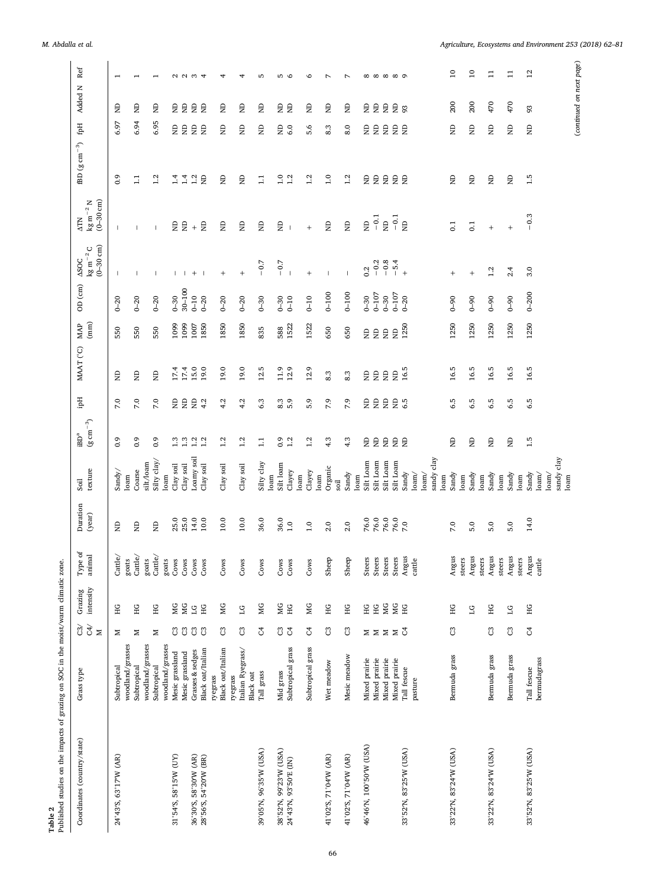**Table 2**
Published studies on the impacts of grazing on SOC in the moist/warm climatic zone.

| Coordinates (country/state) | Grass type | C3/C4/M | Grazing intensity | Type of animal | Duration (year) | Soil texture | iBD[a] ($g\ cm^{-3}$) | ipH | MAAT (°C) | MAP (mm) | OD (cm) | ΔSOC $kg\ m^{-2}$ C (0–30 cm) | ΔTN $kg\ m^{-2}$ N (0–30 cm) | fBD ($g\ cm^{-3}$) | fpH | Added N | Ref |
|---|---|---|---|---|---|---|---|---|---|---|---|---|---|---|---|---|---|
| 24°43′S, 63°17′W (AR) | Subtropical woodland/grasses | M | HG | Cattle/goats | ND | Sandy/loam | 0.9 | 7.0 | ND | 550 | 0–20 | – | – | 0.9 | 6.97 | ND | 1 |
| | Subtropical woodland/grasses | M | HG | Cattle/goats | ND | Coarse silt/loam | 0.9 | 7.0 | ND | 550 | 0–20 | – | – | 1.1 | 6.94 | ND | 1 |
| | Subtropical woodland/grasses | M | HG | Cattle/goats | ND | Silty clay/loam | 0.9 | 7.0 | ND | 550 | 0–20 | – | – | 1.2 | 6.95 | ND | 1 |
| 31°54′S, 58°15′W (UY) | Mesic grassland | C3 | MG | Cows | 25.0 | Clay soil | 1.3 | ND | 17.4 | 1099 | 0–30 | – | ND | 1.4 | ND | ND | 2 |
| | Mesic grassland | C3 | MG | Cows | 25.0 | Clay soil | 1.3 | ND | 17.4 | 1099 | 30–100 | – | ND | 1.4 | ND | ND | 2 |
| 36°30′S, 58°30′W (AR) | Grasses & sedges | C3 | LG | Cows | 14.0 | Loamy soil | 1.2 | ND | 15.0 | 1007 | 0–10 | + | + | 1.2 | ND | ND | 3 |
| 28°56′S, 54°20′W (BR) | Black oat/Italian ryegrass | C3 | HG | Cows | 10.0 | Clay soil | 1.2 | 4.2 | 19.0 | 1850 | 0–20 | – | ND | ND | ND | ND | 4 |
| | Black oat/Italian ryegrass | C3 | MG | Cows | 10.0 | Clay soil | 1.2 | 4.2 | 19.0 | 1850 | 0–20 | + | ND | ND | ND | ND | 4 |
| | Italian Ryegrass/Black oat | C3 | LG | Cows | 10.0 | Clay soil | 1.2 | 4.2 | 19.0 | 1850 | 0–20 | + | ND | ND | ND | ND | 4 |
| 39°05′N, 96°35′W (USA) | Tall grass | C4 | MG | Cows | 36.0 | Silty clay loam | 1.1 | 6.3 | 12.5 | 835 | 0–30 | −0.7 | ND | 1.1 | ND | ND | 5 |
| 38°52′N, 99°23′W (USA) | Mid grass | C3 | MG | Cows | 36.0 | Silt loam | 0.9 | 8.3 | 11.9 | 588 | 0–30 | −0.7 | ND | 1.0 | ND | ND | 5 |
| 24°43′N, 93°50′E (IN) | Subtropical grass | C4 | HG | Cows | 1.0 | Clayey loam | 1.2 | 5.9 | 12.9 | 1522 | 0–10 | – | – | 1.2 | 6.0 | ND | 6 |
| | Subtropical grass | C4 | MG | Cows | 1.0 | Clayey loam | 1.2 | 5.9 | 12.9 | 1522 | 0–10 | + | + | 1.2 | 5.6 | ND | 6 |
| 41°02′S, 71°04′W (AR) | Wet meadow | C3 | HG | Sheep | 2.0 | Organic soil | 4.3 | 7.9 | 8.3 | 650 | 0–100 | – | ND | 1.0 | 8.3 | ND | 7 |
| 41°02′S, 71°04′W (AR) | Mesic meadow | C3 | HG | Sheep | 2.0 | Sandy loam | 4.3 | 7.9 | 8.3 | 650 | 0–100 | – | ND | 1.2 | 8.0 | ND | 7 |
| 46°46′N, 100°50′W (USA) | Mixed prairie | M | HG | Steers | 76.0 | Silt Loam | ND | ND | ND | ND | 0–30 | 0.2 | ND | ND | ND | ND | 8 |
| | Mixed prairie | M | HG | Steers | 76.0 | Silt Loam | ND | ND | ND | ND | 0–107 | −0.2 | −0.1 | ND | ND | ND | 8 |
| | Mixed prairie | M | MG | Steers | 76.0 | Silt Loam | ND | ND | ND | ND | 0–30 | −0.8 | ND | ND | ND | ND | 8 |
| | Mixed prairie | M | MG | Steers | 76.0 | Silt Loam | ND | ND | ND | ND | 0–107 | −5.4 | −0.1 | ND | ND | ND | 8 |
| 33°52′N, 83°25′W (USA) | Tall fescue pasture | C4 | HG | Angus cattle | 7.0 | Sandy loam/sandy clay loam | ND | 6.5 | 16.5 | 1250 | 0–20 | + | ND | ND | ND | 93 | 9 |
| 33°22′N, 83°24′W (USA) | Bermuda grass | C3 | HG | Angus steers | 7.0 | Sandy loam | ND | 6.5 | 16.5 | 1250 | 0–90 | + | 0.1 | ND | ND | 200 | 10 |
| | | | LG | Angus steers | 5.0 | Sandy loam | ND | 6.5 | 16.5 | 1250 | 0–90 | + | 0.1 | ND | ND | 200 | 10 |
| 33°22′N, 83°24′W (USA) | Bermuda grass | C3 | HG | Angus steers | 5.0 | Sandy loam | ND | 6.5 | 16.5 | 1250 | 0–90 | 1.2 | + | ND | ND | 470 | 11 |
| | Bermuda grass | C3 | LG | Angus steers | 5.0 | Sandy loam | ND | 6.5 | 16.5 | 1250 | 0–90 | 2.4 | + | ND | ND | 470 | 11 |
| 33°52′N, 83°25′W (USA) | Tall fescue bermudagrass | C4 | HG | Angus cattle | 14.0 | Sandy loam/sandy clay loam | 1.5 | 6.5 | 16.5 | 1250 | 0–200 | 3.0 | −0.3 | 1.5 | ND | 93 | 12 |

(continued on next page)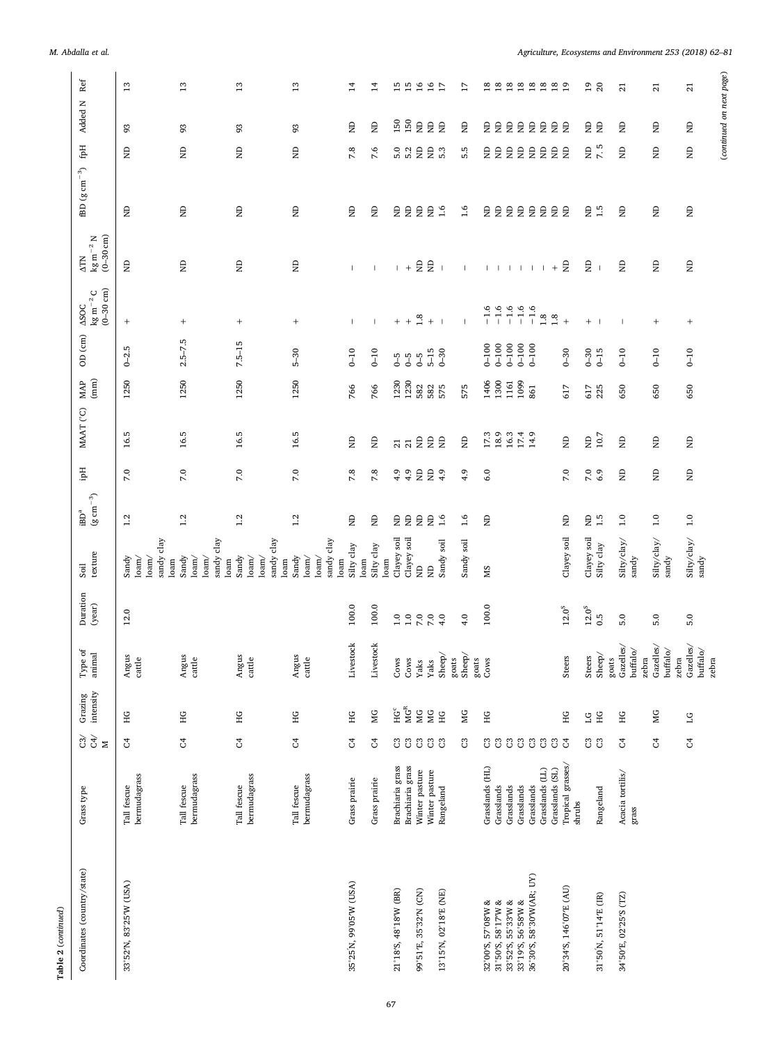**Table 2** (*continued*)

| Coordinates (country/state) | Grass type | C3/C4/M | Grazing intensity | Type of animal | Duration (year) | Soil texture | iBD[a] (g cm$^{-3}$) | ipH | MAAT (°C) | MAP (mm) | OD (cm) | ΔSOC kg m$^{-2}$ C (0–30 cm) | ΔTN kg m$^{-2}$ N (0–30 cm) | fBD (g cm$^{-3}$) | fpH | Added N | Ref |
|---|---|---|---|---|---|---|---|---|---|---|---|---|---|---|---|---|---|
| 33°52'N, 83°25'W (USA) | Tall fescue bermudagrass | C4 | HG | Angus cattle | 12.0 | Sandy loam/loam/sandy clay loam | 1.2 | 7.0 | 16.5 | 1250 | 0–2.5 | + | ND | ND | ND | 93 | 13 |
| | Tall fescue bermudagrass | C4 | HG | Angus cattle | | Sandy loam/loam/sandy clay loam | 1.2 | 7.0 | 16.5 | 1250 | 2.5–7.5 | + | ND | ND | ND | 93 | 13 |
| | Tall fescue bermudagrass | C4 | HG | Angus cattle | | Sandy loam/loam/sandy clay loam | 1.2 | 7.0 | 16.5 | 1250 | 7.5–15 | + | ND | ND | ND | 93 | 13 |
| | Tall fescue bermudagrass | C4 | HG | Angus cattle | | Sandy loam/loam/sandy clay loam | 1.2 | 7.0 | 16.5 | 1250 | 5–30 | + | ND | ND | ND | 93 | 13 |
| 35°25'N, 99°05'W (USA) | Grass prairie | C4 | HG | Livestock | 100.0 | Silty clay loam | ND | 7.8 | ND | 766 | 0–10 | – | – | ND | 7.8 | ND | 14 |
| | Grass prairie | C4 | MG | Livestock | 100.0 | Silty clay loam | ND | 7.8 | ND | 766 | 0–10 | – | – | ND | 7.6 | ND | 14 |
| 21°18'S, 48°18'W (BR) | Brachiaria grass | C3 | HG[c] | Cows | 1.0 | Clayey soil | ND | 4.9 | 21 | 1230 | 0–5 | + | – | ND | 5.0 | 150 | 15 |
| | Brachiaria grass | C3 | MG[R] | Cows | 1.0 | Clayey soil | ND | 4.9 | 21 | 1230 | 0–5 | + | + | ND | 5.2 | 150 | 15 |
| 99°51'E, 35°32'N (CN) | Winter pasture | C3 | MG | Yaks | 7.0 | ND | ND | ND | ND | 582 | 0–5 | 1.8 | ND | ND | ND | ND | 16 |
| | Winter pasture | C3 | MG | Yaks | 7.0 | ND | ND | ND | ND | 582 | 5–15 | + | ND | ND | ND | ND | 16 |
| 13°15'N, 02°18'E (NE) | Rangeland | C3 | HG | Sheep/goats | 4.0 | Sandy soil | 1.6 | 4.9 | ND | 575 | 0–30 | – | – | 1.6 | 5.3 | ND | 17 |
| | | C3 | MG | Sheep/goats | 4.0 | Sandy soil | 1.6 | 4.9 | ND | 575 | | – | – | 1.6 | 5.5 | ND | 17 |
| 32°00'S, 57°08'W & 31°50'S, 58°17'W & 33°52'S, 55°33'W & 33°19'S, 56°58'W & 36°30'S, 58°30'W(AR; UY) | Grasslands (HL) | C3 | HG | Cows | 100.0 | MS | ND | 6.0 | 17.3 | 1406 | 0–100 | −1.6 | – | ND | ND | ND | 18 |
| | Grasslands | C3 | | | | | | | 18.9 | 1300 | 0–100 | −1.6 | – | ND | ND | ND | 18 |
| | Grasslands | C3 | | | | | | | 16.3 | 1161 | 0–100 | −1.6 | – | ND | ND | ND | 18 |
| | Grasslands | C3 | | | | | | | 17.4 | 1099 | 0–100 | −1.6 | – | ND | ND | ND | 18 |
| | Grasslands (LL) | C3 | | | | | | | 14.9 | 861 | 0–100 | −1.6 | – | ND | ND | ND | 18 |
| | Grasslands (SL) | C3 | | | | | | | | | | 1.8 | – | ND | ND | ND | 18 |
| | | C3 | | | | | | | | | | 1.8 | + | ND | ND | ND | 18 |
| 20°34'S, 146°07'E (AU) | Tropical grasses/shrubs | C4 | HG | Steers | 12.0$ | Clayey soil | ND | 7.0 | ND | 617 | 0–30 | + | ND | ND | ND | ND | 19 |
| | | C3 | LG | Steers | 12.0$ | Clayey soil | ND | 7.0 | ND | 617 | 0–30 | + | ND | ND | ND | ND | 19 |
| 31°50'N, 51°14'E (IR) | Rangeland | C3 | HG | Sheep/goats | 0.5 | Silty clay | 1.5 | 6.9 | 10.7 | 225 | 0–15 | – | – | 1.5 | 7.5 | ND | 20 |
| 34°50'E, 02°25'S (TZ) | Acacia tortilis/grass | C4 | HG | Gazelles/buffalo/zebra | 5.0 | Silty/clay/sandy | 1.0 | ND | ND | 650 | 0–10 | – | ND | ND | ND | ND | 21 |
| | | C4 | MG | Gazelles/buffalo/zebra | 5.0 | Silty/clay/sandy | 1.0 | ND | ND | 650 | 0–10 | + | ND | ND | ND | ND | 21 |
| | | C4 | LG | Gazelles/buffalo/zebra | 5.0 | Silty/clay/sandy | 1.0 | ND | ND | 650 | 0–10 | + | ND | ND | ND | ND | 21 |

(*continued on next page*)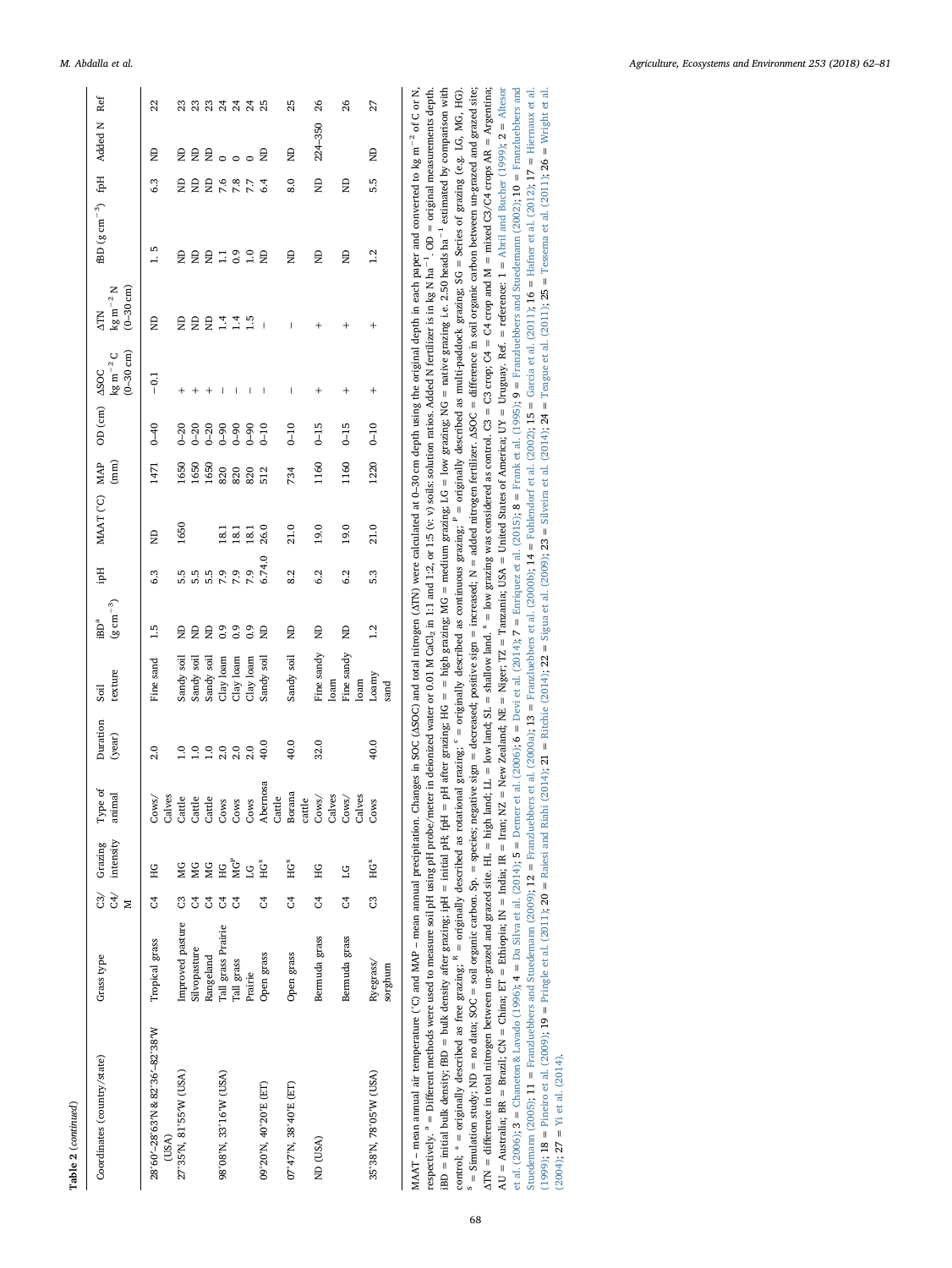**Table 2** (*continued*)

| Coordinates (country/state) | Grass type | C3/ C4/ M | Grazing intensity | Type of animal | Duration (year) | Soil texture | iBD[a] ($g\ cm^{-3}$) | ipH | MAAT (°C) | MAP (mm) | OD (cm) | ΔSOC $kg\ m^{-2}$ C (0–30 cm) | ΔTN $kg\ m^{-2}$ N (0–30 cm) | fBD ($g\ cm^{-3}$) | fpH | Added N | Ref |
|---|---|---|---|---|---|---|---|---|---|---|---|---|---|---|---|---|---|
| 28°60′–28°63′N & 82°36′–82°38′W (USA) | Tropical grass | C4 | HG | Cows/ Calves | 2.0 | Fine sand | 1.5 | 6.3 | ND | 1471 | 0–40 | −0.1 | ND | 1. 5 | 6.3 | ND | 22 |
| 27°35′N, 81°55′W (USA) | Improved pasture | C3 | MG | Cattle | 1.0 | Sandy soil | ND | 5.5 | 1650 | 1650 | 0–20 | + | ND | ND | ND | ND | 23 |
| | Silvopasture | C4 | MG | Cattle | 1.0 | Sandy soil | ND | 5.5 | | 1650 | 0–20 | + | ND | ND | ND | ND | 23 |
| | Rangeland | C4 | MG | Cattle | 1.0 | Sandy soil | ND | 5.5 | | 1650 | 0–20 | + | ND | ND | ND | ND | 23 |
| 98°08′N, 33°16′W (USA) | Tall grass Prairie | C4 | HG | Cows | 2.0 | Clay loam | 0.9 | 7.9 | 18.1 | 820 | 0–90 | – | 1.4 | 1.1 | 7.6 | 0 | 24 |
| | Tall grass | C4 | MG[P] | Cows | 2.0 | Clay loam | 0.9 | 7.9 | 18.1 | 820 | 0–90 | – | 1.4 | 0.9 | 7.8 | 0 | 24 |
| | Prairie | | LG | Cows | 2.0 | Clay loam | 0.9 | 7.9 | 18.1 | 820 | 0–90 | – | 1.5 | 1.0 | 7.7 | 0 | 24 |
| 09°20′N, 40°20′E (ET) | Open grass | C4 | HG[x] | Abernosa Cattle | 40.0 | Sandy soil | ND | 6.74.0 | 26.0 | 512 | 0–10 | – | – | ND | 6.4 | ND | 25 |
| 07°47′N, 38°40′E (ET) | Open grass | C4 | HG[x] | Borana cattle | 40.0 | Sandy soil | ND | 8.2 | 21.0 | 734 | 0–10 | – | – | ND | 8.0 | ND | 25 |
| ND (USA) | Bermuda grass | C4 | HG | Cows/ Calves | 32.0 | Fine sandy loam | ND | 6.2 | 19.0 | 1160 | 0–15 | + | + | ND | ND | 224–350 | 26 |
| | Bermuda grass | C4 | LG | Cows/ Calves | | Fine sandy loam | ND | 6.2 | 19.0 | 1160 | 0–15 | + | + | ND | ND | | 26 |
| 35°38′N, 78°05′W (USA) | Ryegrass/ sorghum | C3 | HG[x] | Cows | 40.0 | Loamy sand | 1.2 | 5.3 | 21.0 | 1220 | 0–10 | + | + | 1.2 | 5.5 | ND | 27 |

MAAT – mean annual air temperature (°C) and MAP – mean annual precipitation. Changes in SOC (ΔSOC) and total nitrogen (ΔTN) were calculated at 0–30 cm depth using the original depth in each paper and converted to $kg\ m^{-2}$ of C or N, respectively. [a] = Different methods were used to measure soil pH using pH probe/meter in deionized water or 0.01 M $CaCl_2$ in 1:1 and 1:2, or 1:5 (v: v) soils: solution ratios. Added N fertilizer is in $kg\ N\ ha^{-1}$. OD = original measurements depth. iBD = initial bulk density; fBD = bulk density after grazing; ipH = initial pH; fpH = pH after grazing; HG = = high grazing; MG = medium grazing; LG = low grazing; NG = native grazing i.e. 2.50 heads $ha^{-1}$ estimated by comparison with control; [*] = originally described as free grazing; [R] = originally described as rotational grazing; [c] = originally described as continuous grazing; [P] = originally described as multi-paddock grazing; SG = Series of grazing (e.g. LG, MG, HG). [S] = Simulation study; ND = no data; SOC = soil organic carbon. Sp. = species; negative sign = decreased; positive sign = increased; N = added nitrogen fertilizer. ΔSOC = difference in soil organic carbon between un-grazed and grazed site; ΔTN = difference in total nitrogen between un-grazed and grazed site. HL = high land; LL = low land; SL = shallow land. [x] = low grazing was considered as control. C3 = C3 crop; C4 = C4 crop and M = mixed C3/C4 crops AR = Argentina; AU = Australia; BR = Brazil; CN = China; ET = Ethiopia; IN = India; IR = Iran; NZ = New Zealand; NE = Niger; TZ = Tanzania; USA = United States of America; UY = Uruguay. Ref. = reference: 1 = Abril and Bucher (1999); 2 = Altesor et al. (2006); 3 = Chaneton & Lavado (1996); 4 = Da Silva et al. (2014); 5 = Derner et al. (2006); 6 = Devi et al. (2014); 7 = Enriquez et al. (2015); 8 = Frank et al. (1995); 9 = Franzluebbers and Stuedemann (2002); 10 = Franzluebbers and Stuedemann (2005); 11 = Franzluebbers and Stuedemann (2009); 12 = Franzluebbers et al. (2000a); 13 = Franzluebbers et al. (2000b); 14 = Fuhlendorf et al. (2002); 15 = Garcia et al. (2011); 16 = Hafner et al. (2012); 17 = Hiernaux et al. (1999); 18 = Piñeiro et al. (2009); 19 = Pringle et al. (2011); 20 = Raiesi and Riahi (2014); 21 = Ritchie (2014); 22 = Sigua et al. (2009); 23 = Silveira et al. (2014); 24 = Teague et al. (2011); 25 = Tessema et al. (2011); 26 = Wright et al. (2004); 27 = Yi et al. (2014).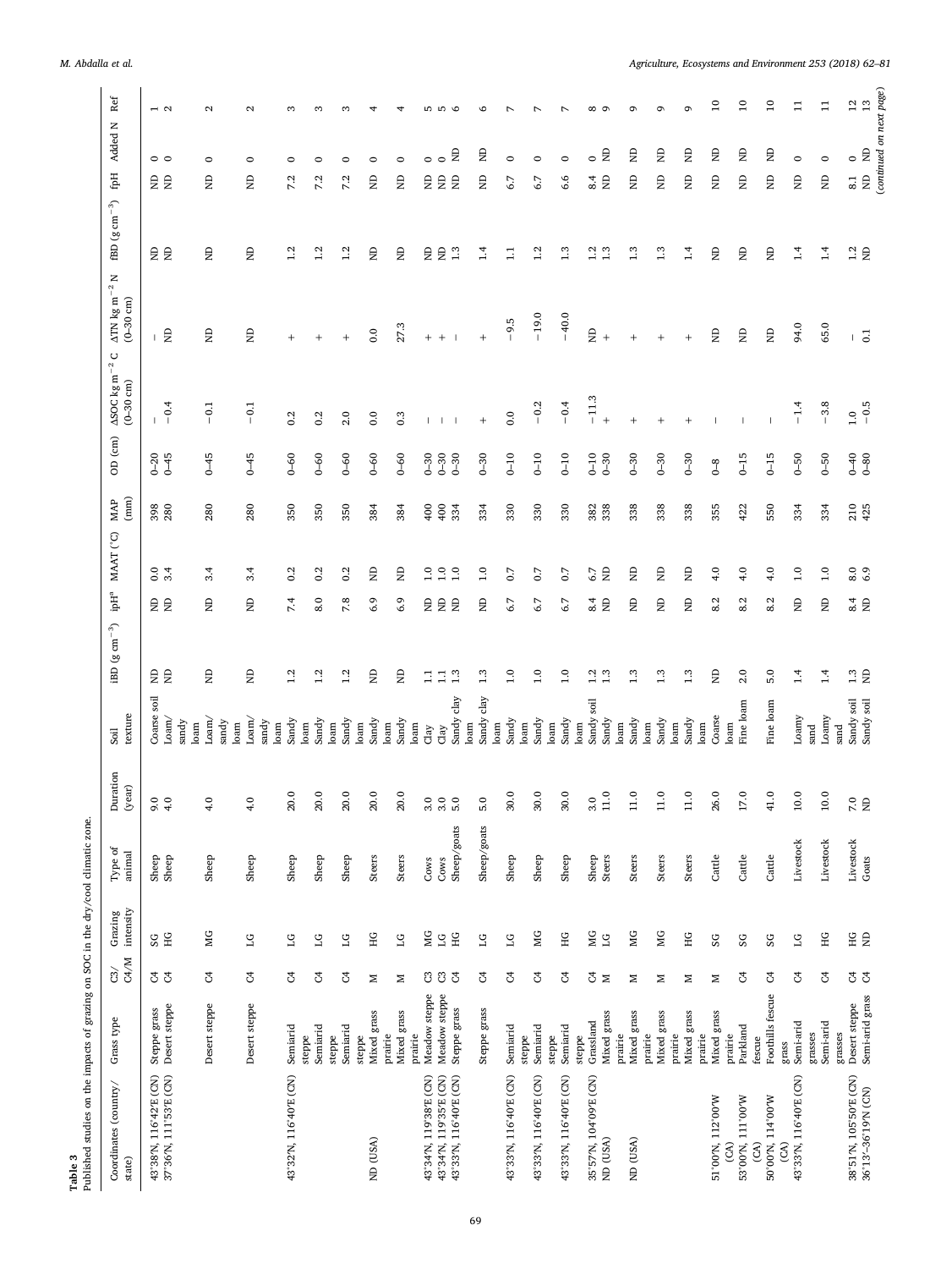**Table 3**
Published studies on the impacts of grazing on SOC in the dry/cool climatic zone.

| Coordinates (country/ state) | Grass type | C3/ C4/M | Grazing intensity | Type of animal | Duration (year) | Soil texture | iBD (g cm$^{-3}$) | ipH[a] | MAAT (°C) | MAP (mm) | OD (cm) | ΔSOC kg m$^{-2}$ C (0–30 cm) | ΔTN kg m$^{-2}$ N (0–30 cm) | fBD (g cm$^{-3}$) | fpH | Added N | Ref |
|---|---|---|---|---|---|---|---|---|---|---|---|---|---|---|---|---|---|
| 43°38′N, 116°42′E (CN) | Steppe grass | C4 | SG | Sheep | 9.0 | Coarse soil | ND | ND | 0.0 | 398 | 0–20 | – | – | ND | ND | 0 | 1 |
| 37°36′N, 111°53′E (CN) | Desert steppe | C4 | HG | Sheep | 4.0 | Loam/ sandy loam | ND | ND | 3.4 | 280 | 0–45 | −0.4 | ND | ND | ND | 0 | 2 |
| | Desert steppe | C4 | MG | Sheep | 4.0 | Loam/ sandy loam | ND | ND | 3.4 | 280 | 0–45 | −0.1 | ND | ND | ND | 0 | 2 |
| | Desert steppe | C4 | LG | Sheep | 4.0 | Loam/ sandy loam | ND | ND | 3.4 | 280 | 0–45 | −0.1 | ND | ND | ND | 0 | 2 |
| 43°32′N, 116°40′E (CN) | Semiarid steppe | C4 | LG | Sheep | 20.0 | Sandy loam | 1.2 | 7.4 | 0.2 | 350 | 0–60 | 0.2 | + | 1.2 | 7.2 | 0 | 3 |
| | Semiarid steppe | C4 | LG | Sheep | 20.0 | Sandy loam | 1.2 | 8.0 | 0.2 | 350 | 0–60 | 0.2 | + | 1.2 | 7.2 | 0 | 3 |
| | Semiarid steppe | C4 | LG | Sheep | 20.0 | Sandy loam | 1.2 | 7.8 | 0.2 | 350 | 0–60 | 2.0 | + | 1.2 | 7.2 | 0 | 3 |
| ND (USA) | Mixed grass prairie | M | HG | Steers | 20.0 | Sandy loam | ND | 6.9 | ND | 384 | 0–60 | 0.0 | 0.0 | ND | ND | 0 | 4 |
| | Mixed grass prairie | M | LG | Steers | 20.0 | Sandy loam | ND | 6.9 | ND | 384 | 0–60 | 0.3 | 27.3 | ND | ND | 0 | 4 |
| 43°34′N, 119°38′E (CN) | Meadow steppe | C3 | MG | Cows | 3.0 | Clay | 1.1 | ND | 1.0 | 400 | 0–30 | – | + | ND | ND | 0 | 5 |
| 43°34′N, 119°35′E (CN) | Meadow steppe | C3 | LG | Cows | 3.0 | Clay | 1.1 | ND | 1.0 | 400 | 0–30 | – | + | ND | ND | 0 | 5 |
| 43°33′N, 116°40′E (CN) | Steppe grass | C4 | HG | Sheep/goats | 5.0 | Sandy clay loam | 1.3 | ND | 1.0 | 334 | 0–30 | – | – | 1.3 | ND | ND | 6 |
| | Steppe grass | C4 | LG | Sheep/goats | 5.0 | Sandy clay loam | 1.3 | ND | 1.0 | 334 | 0–30 | + | + | 1.4 | ND | ND | 6 |
| 43°33′N, 116°40′E (CN) | Semiarid steppe | C4 | LG | Sheep | 30.0 | Sandy loam | 1.0 | 6.7 | 0.7 | 330 | 0–10 | 0.0 | −9.5 | 1.1 | 6.7 | 0 | 7 |
| 43°33′N, 116°40′E (CN) | Semiarid steppe | C4 | MG | Sheep | 30.0 | Sandy loam | 1.0 | 6.7 | 0.7 | 330 | 0–10 | −0.2 | −19.0 | 1.2 | 6.7 | 0 | 7 |
| 43°33′N, 116°40′E (CN) | Semiarid steppe | C4 | HG | Sheep | 30.0 | Sandy loam | 1.0 | 6.7 | 0.7 | 330 | 0–10 | −0.4 | −40.0 | 1.3 | 6.6 | 0 | 7 |
| 35°57′N, 104°09′E (CN) | Grassland | C4 | MG | Sheep | 3.0 | Sandy soil | 1.2 | 8.4 | 6.7 | 382 | 0–10 | −11.3 | ND | 1.2 | 8.4 | 0 | 8 |
| ND (USA) | Mixed grass prairie | M | LG | Steers | 11.0 | Sandy loam | 1.3 | ND | ND | 338 | 0–30 | + | + | 1.3 | ND | ND | 9 |
| ND (USA) | Mixed grass prairie | M | MG | Steers | 11.0 | Sandy loam | 1.3 | ND | ND | 338 | 0–30 | + | + | 1.3 | ND | ND | 9 |
| | Mixed grass prairie | M | MG | Steers | 11.0 | Sandy loam | 1.3 | ND | ND | 338 | 0–30 | + | + | 1.3 | ND | ND | 9 |
| | Mixed grass prairie | M | HG | Steers | 11.0 | Sandy loam | 1.3 | ND | ND | 338 | 0–30 | + | + | 1.4 | ND | ND | 9 |
| 51°00′N, 112°00′W (CA) | Mixed grass prairie | M | SG | Cattle | 26.0 | Coarse loam | ND | 8.2 | 4.0 | 355 | 0–8 | – | ND | ND | ND | ND | 10 |
| 53°00′N, 111°00′W (CA) | Parkland fescue | C4 | SG | Cattle | 17.0 | Fine loam | 2.0 | 8.2 | 4.0 | 422 | 0–15 | – | ND | ND | ND | ND | 10 |
| 50°00′N, 114°00′W (CA) | Foothills fescue grass | C4 | SG | Cattle | 41.0 | Fine loam | 5.0 | 8.2 | 4.0 | 550 | 0–15 | – | ND | ND | ND | ND | 10 |
| 43°33′N, 116°40′E (CN) | Semi-arid grasses | C4 | LG | Livestock | 10.0 | Loamy sand | 1.4 | ND | 1.0 | 334 | 0–50 | −1.4 | 94.0 | 1.4 | ND | 0 | 11 |
| | Semi-arid grasses | C4 | HG | Livestock | 10.0 | Loamy sand | 1.4 | ND | 1.0 | 334 | 0–50 | −3.8 | 65.0 | 1.4 | ND | 0 | 11 |
| 38°51′N, 105°50′E (CN) | Desert steppe | C4 | HG | Livestock | 7.0 | Sandy soil | 1.3 | 8.4 | 8.0 | 210 | 0–40 | 1.0 | – | 1.2 | 8.1 | 0 | 12 |
| 36°13′–36°19′N (CN) | Semi-arid grass | C4 | ND | Goats | ND | Sandy soil | ND | ND | 6.9 | 425 | 0–80 | −0.5 | 0.1 | ND | ND | ND | 13 |

(continued on next page)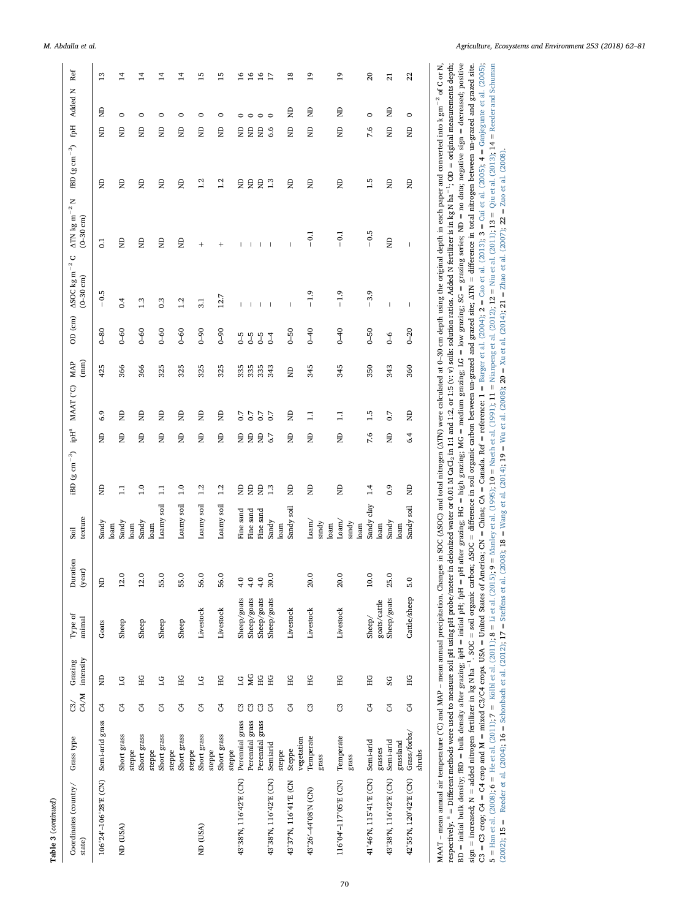**Table 3** (*continued*)

| Coordinates (country/ state) | Grass type | C3/ C4/M | Grazing intensity | Type of animal | Duration (year) | Soil texture | iBD (g cm$^{-3}$) | ipH[a] | MAAT (°C) | MAP (mm) | OD (cm) | ΔSOC kg m$^{-2}$ C (0–30 cm) | ΔTN kg m$^{-2}$ N (0–30 cm) | fBD (g cm$^{-3}$) | fpH | Added N | Ref |
|---|---|---|---|---|---|---|---|---|---|---|---|---|---|---|---|---|---|
| 106°24′–106°28′E (CN) | Semi-arid grass | C4 | ND | Goats | ND | Sandy loam | ND | ND | 6.9 | 425 | 0–80 | −0.5 | 0.1 | ND | ND | ND | 13 |
| ND (USA) | Short grass steppe | C4 | LG | Sheep | 12.0 | Sandy loam | 1.1 | ND | ND | 366 | 0–60 | 0.4 | ND | ND | ND | 0 | 14 |
| | Short grass steppe | C4 | HG | Sheep | 12.0 | Sandy loam | 1.0 | ND | ND | 366 | 0–60 | 1.3 | ND | ND | ND | 0 | 14 |
| | Short grass steppe | C4 | LG | Sheep | 55.0 | Loamy soil | 1.1 | ND | ND | 325 | 0–60 | 0.3 | ND | ND | ND | 0 | 14 |
| | Short grass steppe | C4 | HG | Sheep | 55.0 | Loamy soil | 1.0 | ND | ND | 325 | 0–60 | 1.2 | ND | ND | ND | 0 | 14 |
| ND (USA) | Short grass steppe | C4 | LG | Livestock | 56.0 | Loamy soil | 1.2 | ND | ND | 325 | 0–90 | 3.1 | + | 1.2 | ND | 0 | 15 |
| | Short grass steppe | C4 | HG | Livestock | 56.0 | Loamy soil | 1.2 | ND | ND | 325 | 0–90 | 12.7 | + | 1.2 | ND | 0 | 15 |
| 43°38′N, 116°42′E (CN) | Perennial grass | C3 | LG | Sheep/goats | 4.0 | Fine sand | ND | ND | 0.7 | 335 | 0–5 | – | – | ND | ND | 0 | 16 |
| | Perennial grass | C3 | MG | Sheep/goats | 4.0 | Fine sand | ND | ND | 0.7 | 335 | 0–5 | – | – | ND | ND | 0 | 16 |
| | Perennial grass | C3 | HG | Sheep/goats | 4.0 | Fine sand | ND | ND | 0.7 | 335 | 0–5 | – | – | ND | ND | 0 | 16 |
| 43°38′N, 116°42′E (CN) | Semiarid steppe | C4 | HG | Sheep/goats | 30.0 | Sandy loam | 1.3 | 6.7 | 0.7 | 343 | 0–4 | – | – | 1.3 | 6.6 | 0 | 17 |
| 43°37′N, 116°41′E (CN | Steppe vegetation | C4 | HG | Livestock | | Sandy soil | ND | ND | ND | ND | 0–50 | – | – | ND | ND | ND | 18 |
| 43°26′–44°08′N (CN) | Temperate grass | C3 | HG | Livestock | 20.0 | Loam/ sandy loam | ND | ND | 1.1 | 345 | 0–40 | −1.9 | −0.1 | ND | ND | ND | 19 |
| 116°04′–117°05′E (CN) | Temperate grass | C3 | HG | Livestock | 20.0 | Loam/ sandy loam | ND | ND | 1.1 | 345 | 0–40 | −1.9 | −0.1 | ND | ND | ND | 19 |
| 41°46′N, 115°41′E (CN) | Semi-arid grasses | C4 | HG | Sheep/ goats/cattle | 10.0 | Sandy clay loam | 1.4 | 7.6 | 1.5 | 350 | 0–50 | −3.9 | −0.5 | 1.5 | 7.6 | 0 | 20 |
| 43°38′N, 116°42′E (CN) | Semi-arid grassland | C4 | SG | Sheep/goats | 25.0 | Sandy loam | 0.9 | ND | 0.7 | 343 | 0–6 | – | ND | ND | ND | ND | 21 |
| 42°55′N, 120°42′E (CN) | Grass/forbs/ shrubs | C4 | HG | Cattle/sheep | 5.0 | Sandy soil | ND | 6.4 | ND | 360 | 0–20 | – | – | ND | ND | 0 | 22 |

MAAT – mean annual air temperature (°C) and MAP – mean annual precipitation. Changes in SOC (ΔSOC) and total nitrogen (ΔTN) were calculated at 0–30 cm depth using the original depth in each paper and converted into k gm$^{-2}$ of C or N, respectively. [a] = Different methods were used to measure soil pH using pH probe/meter in deionized water or 0.01 M $CaCl_2$ in 1:1 and 1:2, or 1:5 (v: v) soils: solution ratios. Added N fertilizer is in kg N ha$^{-1}$; OD = original measurements depth; BD = initial bulk density; fBD = bulk density after grazing; ipH = initial pH; fpH = pH after grazing; HG = high grazing; MG = medium grazing; LG = low grazing; SG = grazing series; ND = no data; negative sign = decreased; positive sign = increased; N = added nitrogen fertilizer in kg N ha$^{-1}$. SOC = soil organic carbon; ΔSOC = difference in soil organic carbon between un-grazed and grazed site; ΔTN = difference in total nitrogen between un-grazed and grazed site. C3 = C3 crop; C4 = C4 crop and M = mixed C3/C4 crops. USA = United States of America; CN = China; CA = Canada. Ref = reference: 1 = Barger et al. (2004); 2 = Cao et al. (2013); 3 = Cui et al. (2005); 4 = Ganjegunte et al. (2005); 5 = Han et al. (2008); 6 = He et al. (2011); 7 = Kölbl et al. (2011); 8 = Li et al. (2015); 9 = Manley et al. (1995); 10 = Naeth et al. (1991); 11 = Nianpeng et al. (2012); 12 = Niu et al. (2011); 13 = Qiu et al. (2013); 14 = Reeder and Schuman (2002); 15 = Reeder et al. (2004); 16 = Schonbach et al. (2012); 17 = Steffens et al. (2008); 18 = Wang et al. (2014); 19 = Wu et al. (2008); 20 = Xu et al. (2014); 21 = Zhao et al. (2007); 22 = Zuo et al. (2008).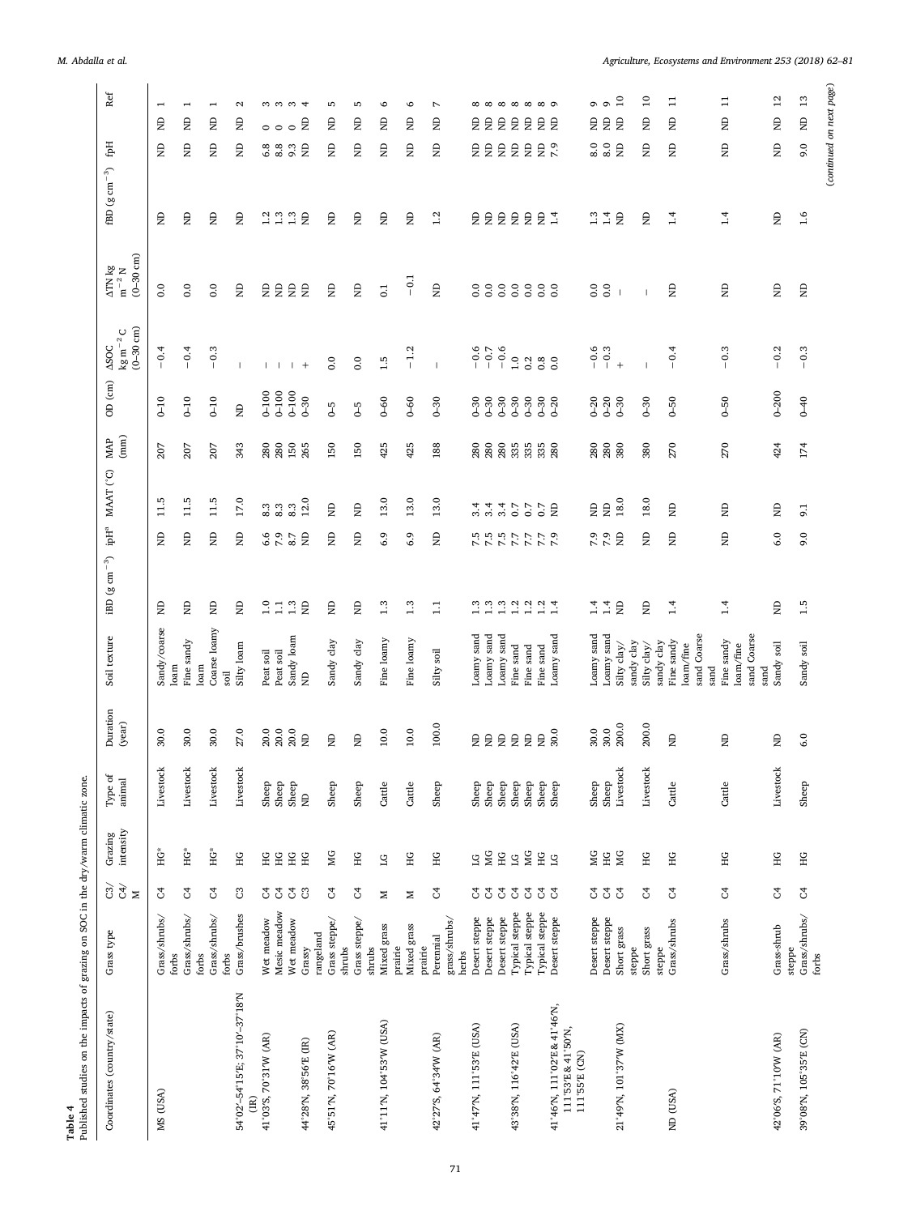**Table 4**
Published studies on the impacts of grazing on SOC in the dry/warm climatic zone.

| Coordinates (country/state) | Grass type | C3/C4/M | Grazing intensity | Type of animal | Duration (year) | Soil texture | iBD (g cm$^{-3}$) | ipH[a] | MAAT (°C) | MAP (mm) | OD (cm) | ΔSOC kg m$^{-2}$ C (0–30 cm) | ΔTN kg m$^{-2}$ N (0–30 cm) | fBD (g cm$^{-3}$) | fpH | | Ref |
|---|---|---|---|---|---|---|---|---|---|---|---|---|---|---|---|---|---|
| MS (USA) | Grass/shrubs/forbs | C4 | HG* | Livestock | 30.0 | Sandy/coarse loam | ND | ND | 11.5 | 207 | 0–10 | −0.4 | 0.0 | ND | ND | ND | 1 |
| | Grass/shrubs/forbs | C4 | HG* | Livestock | 30.0 | Fine sandy loam | ND | ND | 11.5 | 207 | 0–10 | −0.4 | 0.0 | ND | ND | ND | 1 |
| | Grass/shrubs/forbs | C4 | HG* | Livestock | 30.0 | Coarse loamy soil | ND | ND | 11.5 | 207 | 0–10 | −0.3 | 0.0 | ND | ND | ND | 1 |
| 54°02′–54°15′E; 37°10′–37°18′N (IR) | Grass/brushes | C3 | HG | Livestock | 27.0 | Silty loam | ND | ND | 17.0 | 343 | ND | \| | ND | ND | ND | ND | 2 |
| 41°03′S, 70°31′W (AR) | Wet meadow | C4 | HG | Sheep | 20.0 | Peat soil | 1.0 | 6.6 | 8.3 | 280 | 0–100 | \| | ND | 1.2 | 6.8 | 0 | 3 |
| | Mesic meadow | C4 | HG | Sheep | 20.0 | Peat soil | 1.1 | 7.9 | 8.3 | 280 | 0–100 | \| | ND | 1.3 | 8.8 | 0 | 3 |
| | Wet meadow | C4 | HG | Sheep | 20.0 | Sandy loam | 1.3 | 8.7 | 8.3 | 150 | 0–100 | \| | ND | 1.3 | 9.3 | 0 | 3 |
| 44°28′N, 38°56′E (IR) | Grassy rangeland | C3 | HG | ND | ND | ND | ND | ND | 12.0 | 265 | 0–30 | + | ND | ND | ND | ND | 4 |
| 45°51′N, 70°16′W (AR) | Grass steppe/shrubs | C4 | MG | Sheep | ND | Sandy clay | ND | ND | ND | 150 | 0–5 | 0.0 | ND | ND | ND | ND | 5 |
| | Grass steppe/shrubs | C4 | HG | Sheep | ND | Sandy clay | ND | ND | ND | 150 | 0–5 | 0.0 | ND | ND | ND | ND | 5 |
| 41°11′N, 104°53′W (USA) | Mixed grass prairie | M | LG | Cattle | 10.0 | Fine loamy | 1.3 | 6.9 | 13.0 | 425 | 0–60 | 1.5 | 0.1 | ND | ND | ND | 6 |
| | Mixed grass prairie | M | HG | Cattle | 10.0 | Fine loamy | 1.3 | 6.9 | 13.0 | 425 | 0–60 | −1.2 | −0.1 | ND | ND | ND | 6 |
| 42°27′S, 64°34′W (AR) | Perennial grass/shrubs/herbs | C4 | HG | Sheep | 100.0 | Silty soil | 1.1 | ND | 13.0 | 188 | 0–30 | \| | ND | 1.2 | ND | ND | 7 |
| 41°47′N, 111°53′E (USA) | Desert steppe | C4 | LG | Sheep | ND | Loamy sand | 1.3 | 7.5 | 3.4 | 280 | 0–30 | −0.6 | 0.0 | ND | ND | ND | 8 |
| | Desert steppe | C4 | MG | Sheep | ND | Loamy sand | 1.3 | 7.5 | 3.4 | 280 | 0–30 | −0.7 | 0.0 | ND | ND | ND | 8 |
| | Desert steppe | C4 | HG | Sheep | ND | Loamy sand | 1.3 | 7.5 | 3.4 | 280 | 0–30 | −0.6 | 0.0 | ND | ND | ND | 8 |
| 43°38′N, 116°42′E (USA) | Typical steppe | C4 | LG | Sheep | ND | Fine sand | 1.2 | 7.7 | 0.7 | 335 | 0–30 | 1.0 | 0.0 | ND | ND | ND | 8 |
| | Typical steppe | C4 | MG | Sheep | ND | Fine sand | 1.2 | 7.7 | 0.7 | 335 | 0–30 | 0.2 | 0.0 | ND | ND | ND | 8 |
| | Typical steppe | C4 | HG | Sheep | ND | Fine sand | 1.2 | 7.7 | 0.7 | 335 | 0–30 | 0.8 | 0.0 | ND | ND | ND | 8 |
| 41°46′N, 111°02′E & 41°46′N, 111°53′E & 41°50′N, 111°55′E (CN) | Desert steppe | C4 | LG | Sheep | 30.0 | Loamy sand | 1.4 | 7.9 | ND | 280 | 0–20 | 0.0 | 0.0 | 1.4 | 7.9 | ND | 9 |
| | Desert steppe | C4 | MG | Sheep | 30.0 | Loamy sand | 1.4 | 7.9 | ND | 280 | 0–20 | −0.6 | 0.0 | 1.3 | 8.0 | ND | 9 |
| | Desert steppe | C4 | HG | Sheep | 30.0 | Loamy sand | 1.4 | 7.9 | ND | 280 | 0–20 | −0.3 | 0.0 | 1.4 | 8.0 | ND | 9 |
| 21°49′N, 101°37′W (MX) | Short grass steppe | C4 | MG | Livestock | 200.0 | Silty clay/sandy clay | ND | ND | 18.0 | 380 | 0–30 | + | \| | ND | ND | ND | 10 |
| | Short grass steppe | C4 | HG | Livestock | 200.0 | Silty clay/sandy clay | ND | ND | 18.0 | 380 | 0–30 | \| | \| | ND | ND | ND | 10 |
| ND (USA) | Grass/shrubs | C4 | HG | Cattle | ND | Fine sandy loam/fine sand Coarse sand | 1.4 | ND | ND | 270 | 0–50 | −0.4 | ND | 1.4 | ND | ND | 11 |
| | Grass/shrubs | C4 | HG | Cattle | ND | Fine sandy loam/fine sand Coarse sand | 1.4 | ND | ND | 270 | 0–50 | −0.3 | ND | 1.4 | ND | ND | 11 |
| 42°06′S, 71°10′W (AR) | Grass-shrub steppe | C4 | HG | Livestock | ND | Sandy soil | ND | 6.0 | ND | 424 | 0–200 | −0.2 | ND | ND | ND | ND | 12 |
| 39°08′N, 105°35′E (CN) | Grass/shrubs/forbs | C4 | HG | Sheep | 6.0 | Sandy soil | 1.5 | 9.0 | 9.1 | 174 | 0–40 | −0.3 | ND | 1.6 | 9.0 | ND | 13 |

(continued on next page)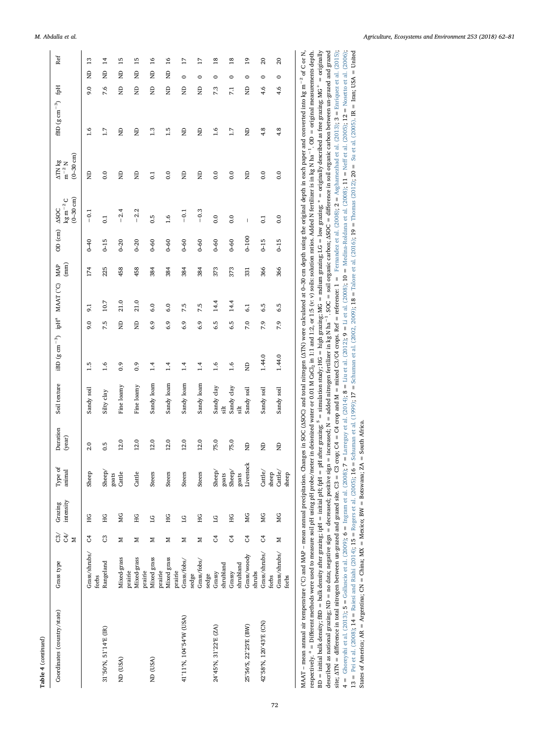**Table 4** (*continued*)

| Coordinates (country/state) | Grass type | C3/C4/M | Grazing intensity | Type of animal | Duration (year) | Soil texture | iBD (g cm$^{-3}$) | ipH[a] | MAAT (°C) | MAP (mm) | OD (cm) | ΔSOC kg m$^{-2}$ C (0–30 cm) | ΔTN kg m$^{-2}$ N (0–30 cm) | fBD (g cm$^{-3}$) | fpH | Ref |
|---|---|---|---|---|---|---|---|---|---|---|---|---|---|---|---|---|
| | Grass/shrubs/forbs | C4 | HG | Sheep | 2.0 | Sandy soil | 1.5 | 9.0 | 9.1 | 174 | 0–40 | −0.1 | ND | 1.6 | 9.0 | ND 13 |
| 31°50′N, 51°14′E (IR) | Rangeland | C3 | HG | Sheep/goats | 0.5 | Silty clay | 1.6 | 7.5 | 10.7 | 225 | 0–15 | 0.1 | 0.0 | 1.7 | 7.6 | ND 14 |
| ND (USA) | Mixed-grass prairie | M | MG | Cattle | 12.0 | Fine loamy | 0.9 | ND | 21.0 | 458 | 0–20 | −2.4 | ND | ND | ND | ND 15 |
| | Mixed-grass prairie | M | HG | Cattle | 12.0 | Fine loamy | 0.9 | ND | 21.0 | 458 | 0–20 | −2.2 | ND | ND | ND | ND 15 |
| ND (USA) | Mixed grass prairie | M | LG | Steers | 12.0 | Sandy loam | 1.4 | 6.9 | 6.0 | 384 | 0–60 | 0.5 | 0.1 | 1.3 | ND | ND 16 |
| | Mixed grass prairie | M | HG | Steers | 12.0 | Sandy loam | 1.4 | 6.9 | 6.0 | 384 | 0–60 | 1.6 | 0.0 | 1.5 | ND | ND 16 |
| 41°11′N, 104°54′W (USA) | Grass/fobs/sedge | M | LG | Steers | 12.0 | Sandy loam | 1.4 | 6.9 | 7.5 | 384 | 0–60 | −0.1 | ND | ND | ND | 0 17 |
| | Grass/fobs/sedge | M | HG | Steers | 12.0 | Sandy loam | 1.4 | 6.9 | 7.5 | 384 | 0–60 | −0.3 | ND | ND | ND | 0 17 |
| 24°45′N, 31°22′E (ZA) | Grassy shrubland | C4 | LG | Sheep/goats | 75.0 | Sandy clay silt | 1.6 | 6.5 | 14.4 | 373 | 0–60 | 0.0 | 0.0 | 1.6 | 7.3 | 0 18 |
| | Grassy shrubland | C4 | HG | Sheep/goats | 75.0 | Sandy clay silt | 1.6 | 6.5 | 14.4 | 373 | 0–60 | 0.0 | 0.0 | 1.7 | 7.1 | 0 18 |
| 25°56′S, 22°25′E (BW) | Grass/woody shrubs | C4 | MG | Livestock | ND | Sandy soil | ND | 7.0 | 6.1 | 331 | 0–100 | – | ND | ND | ND | 0 19 |
| 42°58′N, 120°43′E (CN) | Grass/shrubs/forbs | C4 | MG | Cattle/sheep | ND | Sandy soil | 1.44.0 | 7.9 | 6.5 | 366 | 0–15 | 0.1 | 0.0 | 4.8 | 4.6 | 0 20 |
| | Grass/shrubs/forbs | M | MG | Cattle/sheep | ND | Sandy soil | 1.44.0 | 7.9 | 6.5 | 366 | 0–15 | 0.0 | 0.0 | 4.8 | 4.6 | 0 20 |

MAAT – mean annual air temperature (°C) and MAP – mean annual precipitation. Changes in SOC (ΔSOC) and total nitrogen (ΔTN) were calculated at 0–30 cm depth using the original depth in each paper and converted into kg m$^{-2}$ of C or N, respectively. [a] = Different methods were used to measure soil pH using pH probe/meter in deionized water or 0.01 M $CaCl_2$ in 1:1 and 1:2, or 1:5 (v: v) soils: solution ratios. Added N fertilizer is in kg N ha$^{-1}$. OD = original measurements depth. BD = initial bulk density; fBD = bulk density after grazing; ipH = initial pH; fpH = pH after grazing; [S] = simulation study; HG = high grazing; MG = mdium grazing; LG = low grazing; * = originally described as free grazing; MG[+] = originally described as national grazing; ND = no data; negative sign = decreased; positive sign = increased; N = added nitrogen fertilizer in kg N ha$^{-1}$. SOC = soil organic carbon; ΔSOC = difference in soil organic carbon between un-grazed and grazed site; ΔTN = difference in total nitrogen between un-grazed and grazed site. C3 = C3 crop; C4 = C4 crop and M = mixed C3/C4 crops. Ref = reference: 1 = Fernandez et al. (2008); 2 = Asghamezhad et al. (2013); 3 = Enriquez et al. (2015); 4 = Ghoreyshi et al. (2013); 5 = Golluscio et al. (2009); 6 = Ingram et al. (2008); 7 = Larreguy et al. (2014); 8 = Liu et al. (2012); 9 = Li et al. (2008); 10 = Medina-Roldana et al. (2008); 11 = Neff et al. (2005); 12 = Nosetto et al. (2006); 13 = Pei et al. (2008); 14 = Raiesi and Riahi (2014); 15 = Rogers et al. (2005); 16 = Schuman et al. (1999); 17 = Schuman et al. (2002, 2009); 18 = Talore et al. (2016); 19 = Thomas (2012); 20 = Su et al. (2005). IR = Iran; USA = United States of America; AR = Argentina; CN = China; MX = Mexico; BW = Botswana; ZA = South Africa.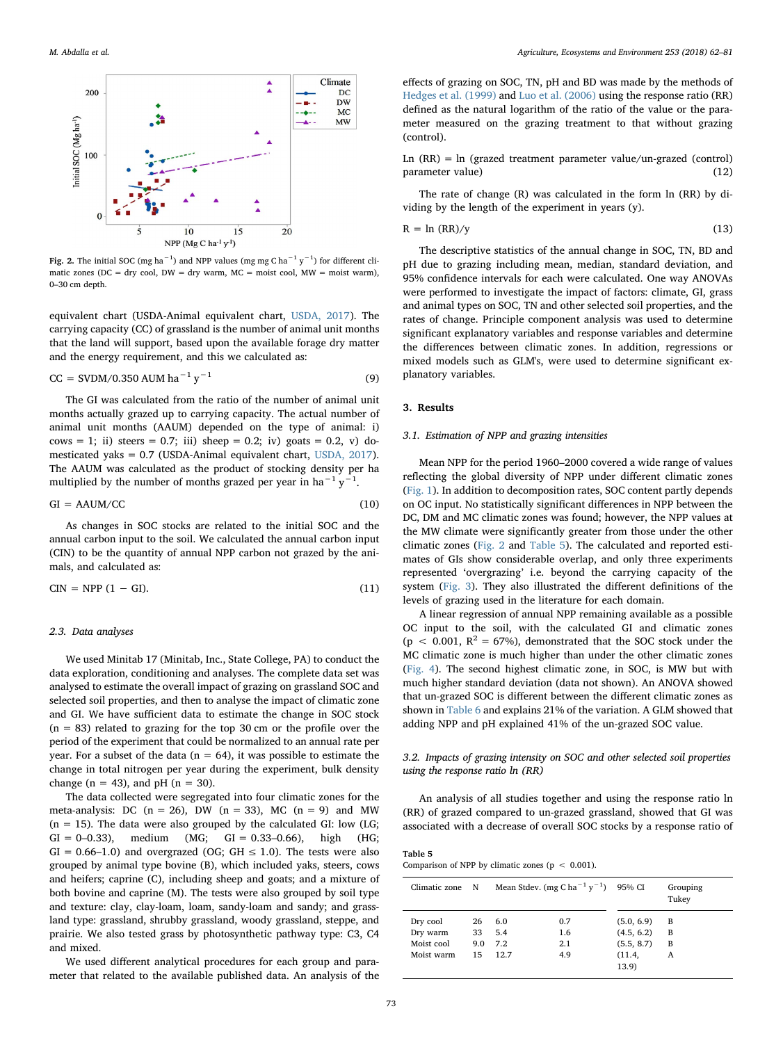Fig. 2. The initial SOC (mg $ha^{-1}$) and NPP values (mg mg C $ha^{-1}$ $y^{-1}$) for different climatic zones (DC = dry cool, DW = dry warm, MC = moist cool, MW = moist warm), 0–30 cm depth.

equivalent chart (USDA-Animal equivalent chart, USDA, 2017). The carrying capacity (CC) of grassland is the number of animal unit months that the land will support, based upon the available forage dry matter and the energy requirement, and this we calculated as:

$$CC = SVDM/0.350 \text{ AUM } ha^{-1}\, y^{-1} \tag{9}$$

The GI was calculated from the ratio of the number of animal unit months actually grazed up to carrying capacity. The actual number of animal unit months (AAUM) depended on the type of animal: i) cows = 1; ii) steers = 0.7; iii) sheep = 0.2; iv) goats = 0.2, v) domesticated yaks = 0.7 (USDA-Animal equivalent chart, USDA, 2017). The AAUM was calculated as the product of stocking density per ha multiplied by the number of months grazed per year in $ha^{-1}\, y^{-1}$.

$$GI = AAUM/CC \tag{10}$$

As changes in SOC stocks are related to the initial SOC and the annual carbon input to the soil. We calculated the annual carbon input (CIN) to be the quantity of annual NPP carbon not grazed by the animals, and calculated as:

$$CIN = NPP\,(1 - GI). \tag{11}$$

### 2.3. Data analyses

We used Minitab 17 (Minitab, Inc., State College, PA) to conduct the data exploration, conditioning and analyses. The complete data set was analysed to estimate the overall impact of grazing on grassland SOC and selected soil properties, and then to analyse the impact of climatic zone and GI. We have sufficient data to estimate the change in SOC stock (n = 83) related to grazing for the top 30 cm or the profile over the period of the experiment that could be normalized to an annual rate per year. For a subset of the data (n = 64), it was possible to estimate the change in total nitrogen per year during the experiment, bulk density change (n = 43), and pH (n = 30).

The data collected were segregated into four climatic zones for the meta-analysis: DC (n = 26), DW (n = 33), MC (n = 9) and MW (n = 15). The data were also grouped by the calculated GI: low (LG; GI = 0–0.33), medium (MG; GI = 0.33–0.66), high (HG; GI = 0.66–1.0) and overgrazed (OG; GH ≤ 1.0). The tests were also grouped by animal type bovine (B), which included yaks, steers, cows and heifers; caprine (C), including sheep and goats; and a mixture of both bovine and caprine (M). The tests were also grouped by soil type and texture: clay, clay-loam, loam, sandy-loam and sandy; and grassland type: grassland, shrubby grassland, woody grassland, steppe, and prairie. We also tested grass by photosynthetic pathway type: C3, C4 and mixed.

We used different analytical procedures for each group and parameter that related to the available published data. An analysis of the effects of grazing on SOC, TN, pH and BD was made by the methods of Hedges et al. (1999) and Luo et al. (2006) using the response ratio (RR) defined as the natural logarithm of the ratio of the value or the parameter measured on the grazing treatment to that without grazing (control).

$$\ln(RR) = \ln(\text{grazed treatment parameter value/un-grazed (control) parameter value}) \tag{12}$$

The rate of change (R) was calculated in the form ln (RR) by dividing by the length of the experiment in years (y).

$$R = \ln(RR)/y \tag{13}$$

The descriptive statistics of the annual change in SOC, TN, BD and pH due to grazing including mean, median, standard deviation, and 95% confidence intervals for each were calculated. One way ANOVAs were performed to investigate the impact of factors: climate, GI, grass and animal types on SOC, TN and other selected soil properties, and the rates of change. Principle component analysis was used to determine significant explanatory variables and response variables and determine the differences between climatic zones. In addition, regressions or mixed models such as GLM's, were used to determine significant explanatory variables.

## 3. Results

### 3.1. Estimation of NPP and grazing intensities

Mean NPP for the period 1960–2000 covered a wide range of values reflecting the global diversity of NPP under different climatic zones (Fig. 1). In addition to decomposition rates, SOC content partly depends on OC input. No statistically significant differences in NPP between the DC, DM and MC climatic zones was found; however, the NPP values at the MW climate were significantly greater from those under the other climatic zones (Fig. 2 and Table 5). The calculated and reported estimates of GIs show considerable overlap, and only three experiments represented 'overgrazing' i.e. beyond the carrying capacity of the system (Fig. 3). They also illustrated the different definitions of the levels of grazing used in the literature for each domain.

A linear regression of annual NPP remaining available as a possible OC input to the soil, with the calculated GI and climatic zones ($p < 0.001$, $R^2$ = 67%), demonstrated that the SOC stock under the MC climatic zone is much higher than under the other climatic zones (Fig. 4). The second highest climatic zone, in SOC, is MW but with much higher standard deviation (data not shown). An ANOVA showed that un-grazed SOC is different between the different climatic zones as shown in Table 6 and explains 21% of the variation. A GLM showed that adding NPP and pH explained 41% of the un-grazed SOC value.

### 3.2. Impacts of grazing intensity on SOC and other selected soil properties using the response ratio ln (RR)

An analysis of all studies together and using the response ratio ln (RR) of grazed compared to un-grazed grassland, showed that GI was associated with a decrease of overall SOC stocks by a response ratio of

**Table 5**
Comparison of NPP by climatic zones ($p < 0.001$).

| Climatic zone | N | Mean (mg C $ha^{-1}$ $y^{-1}$) | Stdev. | 95% CI | Grouping Tukey |
|---|---|---|---|---|---|
| Dry cool | 26 | 6.0 | 0.7 | (5.0, 6.9) | B |
| Dry warm | 33 | 5.4 | 1.6 | (4.5, 6.2) | B |
| Moist cool | 9.0 | 7.2 | 2.1 | (5.5, 8.7) | B |
| Moist warm | 15 | 12.7 | 4.9 | (11.4, 13.9) | A |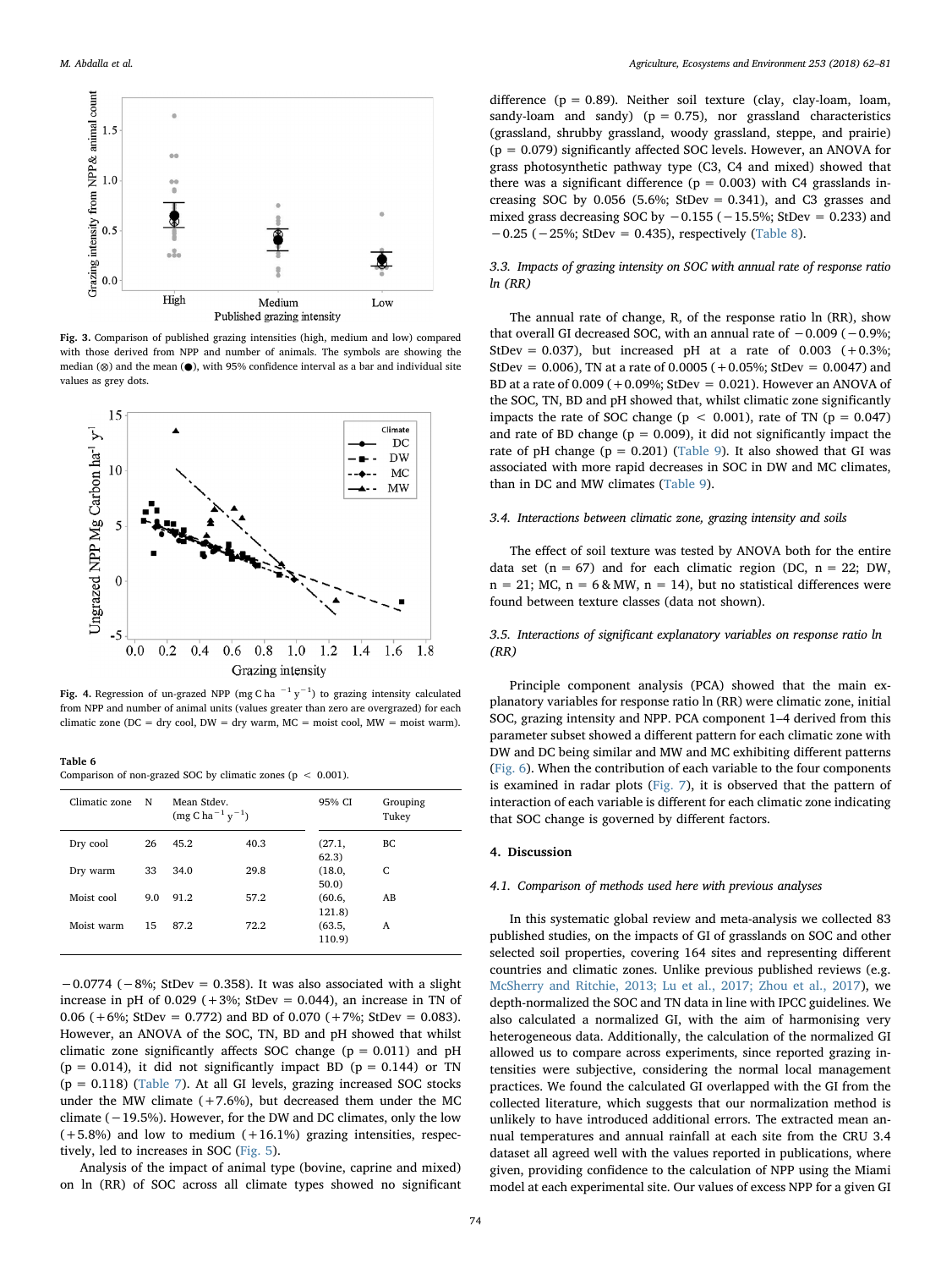Fig. 3. Comparison of published grazing intensities (high, medium and low) compared with those derived from NPP and number of animals. The symbols are showing the median (⊗) and the mean (●), with 95% confidence interval as a bar and individual site values as grey dots.

Fig. 4. Regression of un-grazed NPP (mg C ha $^{-1}$ y$^{-1}$) to grazing intensity calculated from NPP and number of animal units (values greater than zero are overgrazed) for each climatic zone (DC = dry cool, DW = dry warm, MC = moist cool, MW = moist warm).

**Table 6**
Comparison of non-grazed SOC by climatic zones ($p < 0.001$).

| Climatic zone | N | Mean Stdev. (mg C ha$^{-1}$ y$^{-1}$) | | 95% CI | Grouping Tukey |
|---|---|---|---|---|---|
| Dry cool | 26 | 45.2 | 40.3 | (27.1, 62.3) | BC |
| Dry warm | 33 | 34.0 | 29.8 | (18.0, 50.0) | C |
| Moist cool | 9.0 | 91.2 | 57.2 | (60.6, 121.8) | AB |
| Moist warm | 15 | 87.2 | 72.2 | (63.5, 110.9) | A |

−0.0774 (−8%; StDev = 0.358). It was also associated with a slight increase in pH of 0.029 (+3%; StDev = 0.044), an increase in TN of 0.06 (+6%; StDev = 0.772) and BD of 0.070 (+7%; StDev = 0.083). However, an ANOVA of the SOC, TN, BD and pH showed that whilst climatic zone significantly affects SOC change ($p = 0.011$) and pH ($p = 0.014$), it did not significantly impact BD ($p = 0.144$) or TN ($p = 0.118$) (Table 7). At all GI levels, grazing increased SOC stocks under the MW climate (+7.6%), but decreased them under the MC climate (−19.5%). However, for the DW and DC climates, only the low (+5.8%) and low to medium (+16.1%) grazing intensities, respectively, led to increases in SOC (Fig. 5).

Analysis of the impact of animal type (bovine, caprine and mixed) on ln (RR) of SOC across all climate types showed no significant difference ($p = 0.89$). Neither soil texture (clay, clay-loam, loam, sandy-loam and sandy) ($p = 0.75$), nor grassland characteristics (grassland, shrubby grassland, woody grassland, steppe, and prairie) ($p = 0.079$) significantly affected SOC levels. However, an ANOVA for grass photosynthetic pathway type (C3, C4 and mixed) showed that there was a significant difference ($p = 0.003$) with C4 grasslands increasing SOC by 0.056 (5.6%; StDev = 0.341), and C3 grasses and mixed grass decreasing SOC by −0.155 (−15.5%; StDev = 0.233) and −0.25 (−25%; StDev = 0.435), respectively (Table 8).

### 3.3. Impacts of grazing intensity on SOC with annual rate of response ratio ln (RR)

The annual rate of change, R, of the response ratio ln (RR), show that overall GI decreased SOC, with an annual rate of −0.009 (−0.9%; StDev = 0.037), but increased pH at a rate of 0.003 (+0.3%; StDev = 0.006), TN at a rate of 0.0005 (+0.05%; StDev = 0.0047) and BD at a rate of 0.009 (+0.09%; StDev = 0.021). However an ANOVA of the SOC, TN, BD and pH showed that, whilst climatic zone significantly impacts the rate of SOC change ($p < 0.001$), rate of TN ($p = 0.047$) and rate of BD change ($p = 0.009$), it did not significantly impact the rate of pH change ($p = 0.201$) (Table 9). It also showed that GI was associated with more rapid decreases in SOC in DW and MC climates, than in DC and MW climates (Table 9).

### 3.4. Interactions between climatic zone, grazing intensity and soils

The effect of soil texture was tested by ANOVA both for the entire data set (n = 67) and for each climatic region (DC, n = 22; DW, n = 21; MC, n = 6 & MW, n = 14), but no statistical differences were found between texture classes (data not shown).

### 3.5. Interactions of significant explanatory variables on response ratio ln (RR)

Principle component analysis (PCA) showed that the main explanatory variables for response ratio ln (RR) were climatic zone, initial SOC, grazing intensity and NPP. PCA component 1–4 derived from this parameter subset showed a different pattern for each climatic zone with DW and DC being similar and MW and MC exhibiting different patterns (Fig. 6). When the contribution of each variable to the four components is examined in radar plots (Fig. 7), it is observed that the pattern of interaction of each variable is different for each climatic zone indicating that SOC change is governed by different factors.

## 4. Discussion

### 4.1. Comparison of methods used here with previous analyses

In this systematic global review and meta-analysis we collected 83 published studies, on the impacts of GI of grasslands on SOC and other selected soil properties, covering 164 sites and representing different countries and climatic zones. Unlike previous published reviews (e.g. McSherry and Ritchie, 2013; Lu et al., 2017; Zhou et al., 2017), we depth-normalized the SOC and TN data in line with IPCC guidelines. We also calculated a normalized GI, with the aim of harmonising very heterogeneous data. Additionally, the calculation of the normalized GI allowed us to compare across experiments, since reported grazing intensities were subjective, considering the normal local management practices. We found the calculated GI overlapped with the GI from the collected literature, which suggests that our normalization method is unlikely to have introduced additional errors. The extracted mean annual temperatures and annual rainfall at each site from the CRU 3.4 dataset all agreed well with the values reported in publications, where given, providing confidence to the calculation of NPP using the Miami model at each experimental site. Our values of excess NPP for a given GI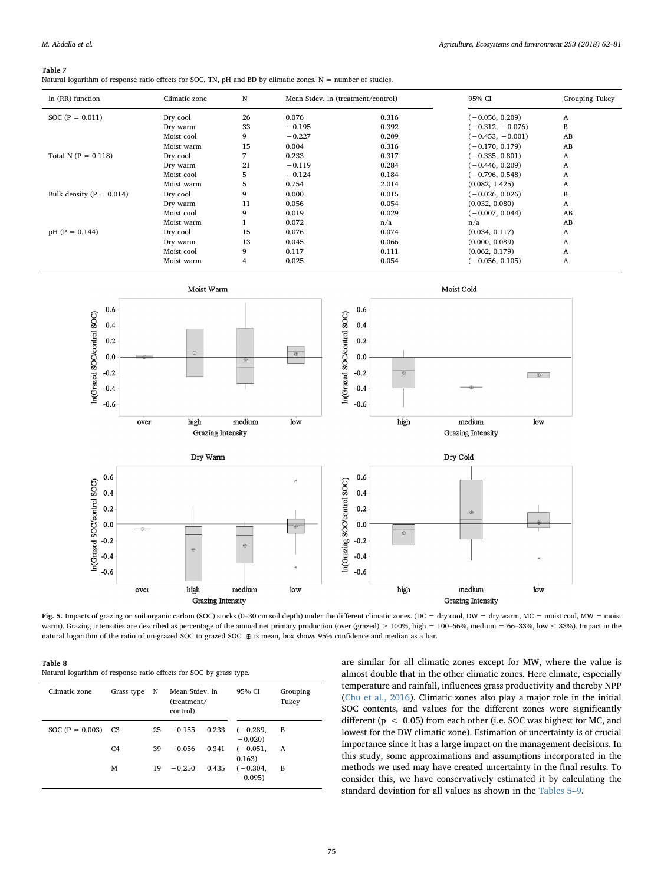**Table 7**
Natural logarithm of response ratio effects for SOC, TN, pH and BD by climatic zones. N = number of studies.

| ln (RR) function | Climatic zone | N | Mean | Stdev. ln (treatment/control) | 95% CI | Grouping Tukey |
|---|---|---|---|---|---|---|
| SOC (P = 0.011) | Dry cool | 26 | 0.076 | 0.316 | (−0.056, 0.209) | A |
| | Dry warm | 33 | −0.195 | 0.392 | (−0.312, −0.076) | B |
| | Moist cool | 9 | −0.227 | 0.209 | (−0.453, −0.001) | AB |
| | Moist warm | 15 | 0.004 | 0.316 | (−0.170, 0.179) | AB |
| Total N (P = 0.118) | Dry cool | 7 | 0.233 | 0.317 | (−0.335, 0.801) | A |
| | Dry warm | 21 | −0.119 | 0.284 | (−0.446, 0.209) | A |
| | Moist cool | 5 | −0.124 | 0.184 | (−0.796, 0.548) | A |
| | Moist warm | 5 | 0.754 | 2.014 | (0.082, 1.425) | A |
| Bulk density (P = 0.014) | Dry cool | 9 | 0.000 | 0.015 | (−0.026, 0.026) | B |
| | Dry warm | 11 | 0.056 | 0.054 | (0.032, 0.080) | A |
| | Moist cool | 9 | 0.019 | 0.029 | (−0.007, 0.044) | AB |
| | Moist warm | 1 | 0.072 | n/a | n/a | AB |
| pH (P = 0.144) | Dry cool | 15 | 0.076 | 0.074 | (0.034, 0.117) | A |
| | Dry warm | 13 | 0.045 | 0.066 | (0.000, 0.089) | A |
| | Moist cool | 9 | 0.117 | 0.111 | (0.062, 0.179) | A |
| | Moist warm | 4 | 0.025 | 0.054 | (−0.056, 0.105) | A |

**Fig. 5.** Impacts of grazing on soil organic carbon (SOC) stocks (0–30 cm soil depth) under the different climatic zones. (DC = dry cool, DW = dry warm, MC = moist cool, MW = moist warm). Grazing intensities are described as percentage of the annual net primary production (over (grazed) ≥ 100%, high = 100–66%, medium = 66–33%, low ≤ 33%). Impact in the natural logarithm of the ratio of un-grazed SOC to grazed SOC. ⊕ is mean, box shows 95% confidence and median as a bar.

**Table 8**
Natural logarithm of response ratio effects for SOC by grass type.

| Climatic zone | Grass type | N | Mean | Stdev. ln (treatment/control) | 95% CI | Grouping Tukey |
|---|---|---|---|---|---|---|
| SOC (P = 0.003) | C3 | 25 | −0.155 | 0.233 | (−0.289, −0.020) | B |
| | C4 | 39 | −0.056 | 0.341 | (−0.051, 0.163) | A |
| | M | 19 | −0.250 | 0.435 | (−0.304, −0.095) | B |

are similar for all climatic zones except for MW, where the value is almost double that in the other climatic zones. Here climate, especially temperature and rainfall, influences grass productivity and thereby NPP (Chu et al., 2016). Climatic zones also play a major role in the initial SOC contents, and values for the different zones were significantly different ($p < 0.05$) from each other (i.e. SOC was highest for MC, and lowest for the DW climatic zone). Estimation of uncertainty is of crucial importance since it has a large impact on the management decisions. In this study, some approximations and assumptions incorporated in the methods we used may have created uncertainty in the final results. To consider this, we have conservatively estimated it by calculating the standard deviation for all values as shown in the Tables 5–9.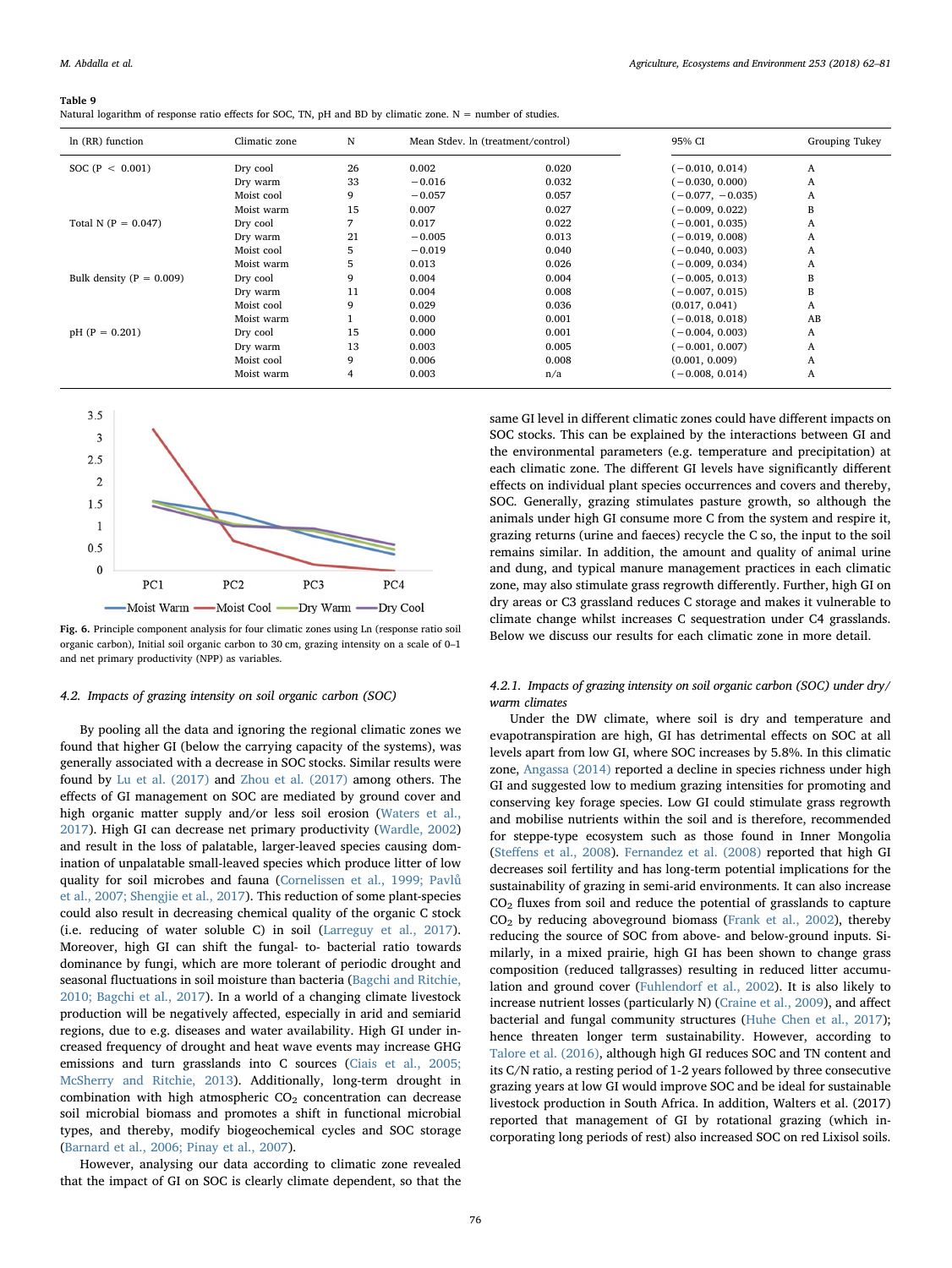**Table 9**
Natural logarithm of response ratio effects for SOC, TN, pH and BD by climatic zone. N = number of studies.

| ln (RR) function | Climatic zone | N | Mean | Stdev. ln (treatment/control) | 95% CI | Grouping Tukey |
|---|---|---|---|---|---|---|
| SOC (P < 0.001) | Dry cool | 26 | 0.002 | 0.020 | (−0.010, 0.014) | A |
| | Dry warm | 33 | −0.016 | 0.032 | (−0.030, 0.000) | A |
| | Moist cool | 9 | −0.057 | 0.057 | (−0.077, −0.035) | A |
| | Moist warm | 15 | 0.007 | 0.027 | (−0.009, 0.022) | B |
| Total N (P = 0.047) | Dry cool | 7 | 0.017 | 0.022 | (−0.001, 0.035) | A |
| | Dry warm | 21 | −0.005 | 0.013 | (−0.019, 0.008) | A |
| | Moist cool | 5 | −0.019 | 0.040 | (−0.040, 0.003) | A |
| | Moist warm | 5 | 0.013 | 0.026 | (−0.009, 0.034) | A |
| Bulk density (P = 0.009) | Dry cool | 9 | 0.004 | 0.004 | (−0.005, 0.013) | B |
| | Dry warm | 11 | 0.004 | 0.008 | (−0.007, 0.015) | B |
| | Moist cool | 9 | 0.029 | 0.036 | (0.017, 0.041) | A |
| | Moist warm | 1 | 0.000 | 0.001 | (−0.018, 0.018) | AB |
| pH (P = 0.201) | Dry cool | 15 | 0.000 | 0.001 | (−0.004, 0.003) | A |
| | Dry warm | 13 | 0.003 | 0.005 | (−0.001, 0.007) | A |
| | Moist cool | 9 | 0.006 | 0.008 | (0.001, 0.009) | A |
| | Moist warm | 4 | 0.003 | n/a | (−0.008, 0.014) | A |

**Fig. 6.** Principle component analysis for four climatic zones using Ln (response ratio soil organic carbon), Initial soil organic carbon to 30 cm, grazing intensity on a scale of 0–1 and net primary productivity (NPP) as variables.

### 4.2. Impacts of grazing intensity on soil organic carbon (SOC)

By pooling all the data and ignoring the regional climatic zones we found that higher GI (below the carrying capacity of the systems), was generally associated with a decrease in SOC stocks. Similar results were found by Lu et al. (2017) and Zhou et al. (2017) among others. The effects of GI management on SOC are mediated by ground cover and high organic matter supply and/or less soil erosion (Waters et al., 2017). High GI can decrease net primary productivity (Wardle, 2002) and result in the loss of palatable, larger-leaved species causing domination of unpalatable small-leaved species which produce litter of low quality for soil microbes and fauna (Cornelissen et al., 1999; Pavlů et al., 2007; Shengjie et al., 2017). This reduction of some plant-species could also result in decreasing chemical quality of the organic C stock (i.e. reducing of water soluble C) in soil (Larreguy et al., 2017). Moreover, high GI can shift the fungal- to- bacterial ratio towards dominance by fungi, which are more tolerant of periodic drought and seasonal fluctuations in soil moisture than bacteria (Bagchi and Ritchie, 2010; Bagchi et al., 2017). In a world of a changing climate livestock production will be negatively affected, especially in arid and semiarid regions, due to e.g. diseases and water availability. High GI under increased frequency of drought and heat wave events may increase GHG emissions and turn grasslands into C sources (Ciais et al., 2005; McSherry and Ritchie, 2013). Additionally, long-term drought in combination with high atmospheric $CO_2$ concentration can decrease soil microbial biomass and promotes a shift in functional microbial types, and thereby, modify biogeochemical cycles and SOC storage (Barnard et al., 2006; Pinay et al., 2007).

However, analysing our data according to climatic zone revealed that the impact of GI on SOC is clearly climate dependent, so that the same GI level in different climatic zones could have different impacts on SOC stocks. This can be explained by the interactions between GI and the environmental parameters (e.g. temperature and precipitation) at each climatic zone. The different GI levels have significantly different effects on individual plant species occurrences and covers and thereby, SOC. Generally, grazing stimulates pasture growth, so although the animals under high GI consume more C from the system and respire it, grazing returns (urine and faeces) recycle the C so, the input to the soil remains similar. In addition, the amount and quality of animal urine and dung, and typical manure management practices in each climatic zone, may also stimulate grass regrowth differently. Further, high GI on dry areas or C3 grassland reduces C storage and makes it vulnerable to climate change whilst increases C sequestration under C4 grasslands. Below we discuss our results for each climatic zone in more detail.

#### 4.2.1. Impacts of grazing intensity on soil organic carbon (SOC) under dry/warm climates

Under the DW climate, where soil is dry and temperature and evapotranspiration are high, GI has detrimental effects on SOC at all levels apart from low GI, where SOC increases by 5.8%. In this climatic zone, Angassa (2014) reported a decline in species richness under high GI and suggested low to medium grazing intensities for promoting and conserving key forage species. Low GI could stimulate grass regrowth and mobilise nutrients within the soil and is therefore, recommended for steppe-type ecosystem such as those found in Inner Mongolia (Steffens et al., 2008). Fernandez et al. (2008) reported that high GI decreases soil fertility and has long-term potential implications for the sustainability of grazing in semi-arid environments. It can also increase $CO_2$ fluxes from soil and reduce the potential of grasslands to capture $CO_2$ by reducing aboveground biomass (Frank et al., 2002), thereby reducing the source of SOC from above- and below-ground inputs. Similarly, in a mixed prairie, high GI has been shown to change grass composition (reduced tallgrasses) resulting in reduced litter accumulation and ground cover (Fuhlendorf et al., 2002). It is also likely to increase nutrient losses (particularly N) (Craine et al., 2009), and affect bacterial and fungal community structures (Huhe Chen et al., 2017); hence threaten longer term sustainability. However, according to Talore et al. (2016), although high GI reduces SOC and TN content and its C/N ratio, a resting period of 1-2 years followed by three consecutive grazing years at low GI would improve SOC and be ideal for sustainable livestock production in South Africa. In addition, Walters et al. (2017) reported that management of GI by rotational grazing (which incorporating long periods of rest) also increased SOC on red Lixisol soils.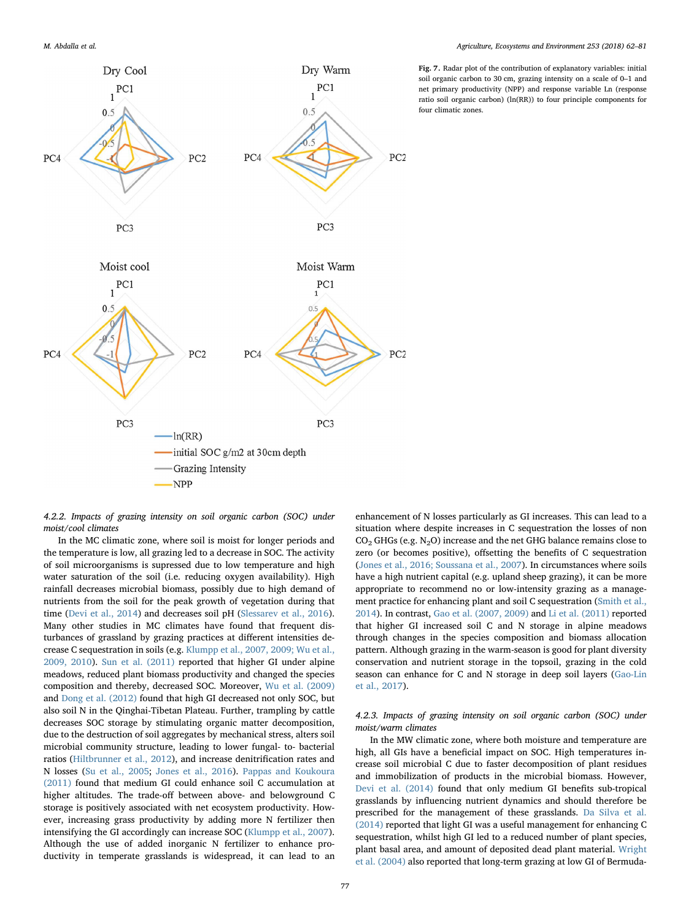**Fig. 7.** Radar plot of the contribution of explanatory variables: initial soil organic carbon to 30 cm, grazing intensity on a scale of 0–1 and net primary productivity (NPP) and response variable Ln (response ratio soil organic carbon) (ln(RR)) to four principle components for four climatic zones.

#### 4.2.2. Impacts of grazing intensity on soil organic carbon (SOC) under moist/cool climates

In the MC climatic zone, where soil is moist for longer periods and the temperature is low, all grazing led to a decrease in SOC. The activity of soil microorganisms is supressed due to low temperature and high water saturation of the soil (i.e. reducing oxygen availability). High rainfall decreases microbial biomass, possibly due to high demand of nutrients from the soil for the peak growth of vegetation during that time (Devi et al., 2014) and decreases soil pH (Slessarev et al., 2016). Many other studies in MC climates have found that frequent disturbances of grassland by grazing practices at different intensities decrease C sequestration in soils (e.g. Klumpp et al., 2007, 2009; Wu et al., 2009, 2010). Sun et al. (2011) reported that higher GI under alpine meadows, reduced plant biomass productivity and changed the species composition and thereby, decreased SOC. Moreover, Wu et al. (2009) and Dong et al. (2012) found that high GI decreased not only SOC, but also soil N in the Qinghai-Tibetan Plateau. Further, trampling by cattle decreases SOC storage by stimulating organic matter decomposition, due to the destruction of soil aggregates by mechanical stress, alters soil microbial community structure, leading to lower fungal- to- bacterial ratios (Hiltbrunner et al., 2012), and increase denitrification rates and N losses (Su et al., 2005; Jones et al., 2016). Pappas and Koukoura (2011) found that medium GI could enhance soil C accumulation at higher altitudes. The trade-off between above- and belowground C storage is positively associated with net ecosystem productivity. However, increasing grass productivity by adding more N fertilizer then intensifying the GI accordingly can increase SOC (Klumpp et al., 2007). Although the use of added inorganic N fertilizer to enhance productivity in temperate grasslands is widespread, it can lead to an enhancement of N losses particularly as GI increases. This can lead to a situation where despite increases in C sequestration the losses of non $CO_2$ GHGs (e.g. $N_2O$) increase and the net GHG balance remains close to zero (or becomes positive), offsetting the benefits of C sequestration (Jones et al., 2016; Soussana et al., 2007). In circumstances where soils have a high nutrient capital (e.g. upland sheep grazing), it can be more appropriate to recommend no or low-intensity grazing as a management practice for enhancing plant and soil C sequestration (Smith et al., 2014). In contrast, Gao et al. (2007, 2009) and Li et al. (2011) reported that higher GI increased soil C and N storage in alpine meadows through changes in the species composition and biomass allocation pattern. Although grazing in the warm-season is good for plant diversity conservation and nutrient storage in the topsoil, grazing in the cold season can enhance for C and N storage in deep soil layers (Gao-Lin et al., 2017).

#### 4.2.3. Impacts of grazing intensity on soil organic carbon (SOC) under moist/warm climates

In the MW climatic zone, where both moisture and temperature are high, all GIs have a beneficial impact on SOC. High temperatures increase soil microbial C due to faster decomposition of plant residues and immobilization of products in the microbial biomass. However, Devi et al. (2014) found that only medium GI benefits sub-tropical grasslands by influencing nutrient dynamics and should therefore be prescribed for the management of these grasslands. Da Silva et al. (2014) reported that light GI was a useful management for enhancing C sequestration, whilst high GI led to a reduced number of plant species, plant basal area, and amount of deposited dead plant material. Wright et al. (2004) also reported that long-term grazing at low GI of Bermuda-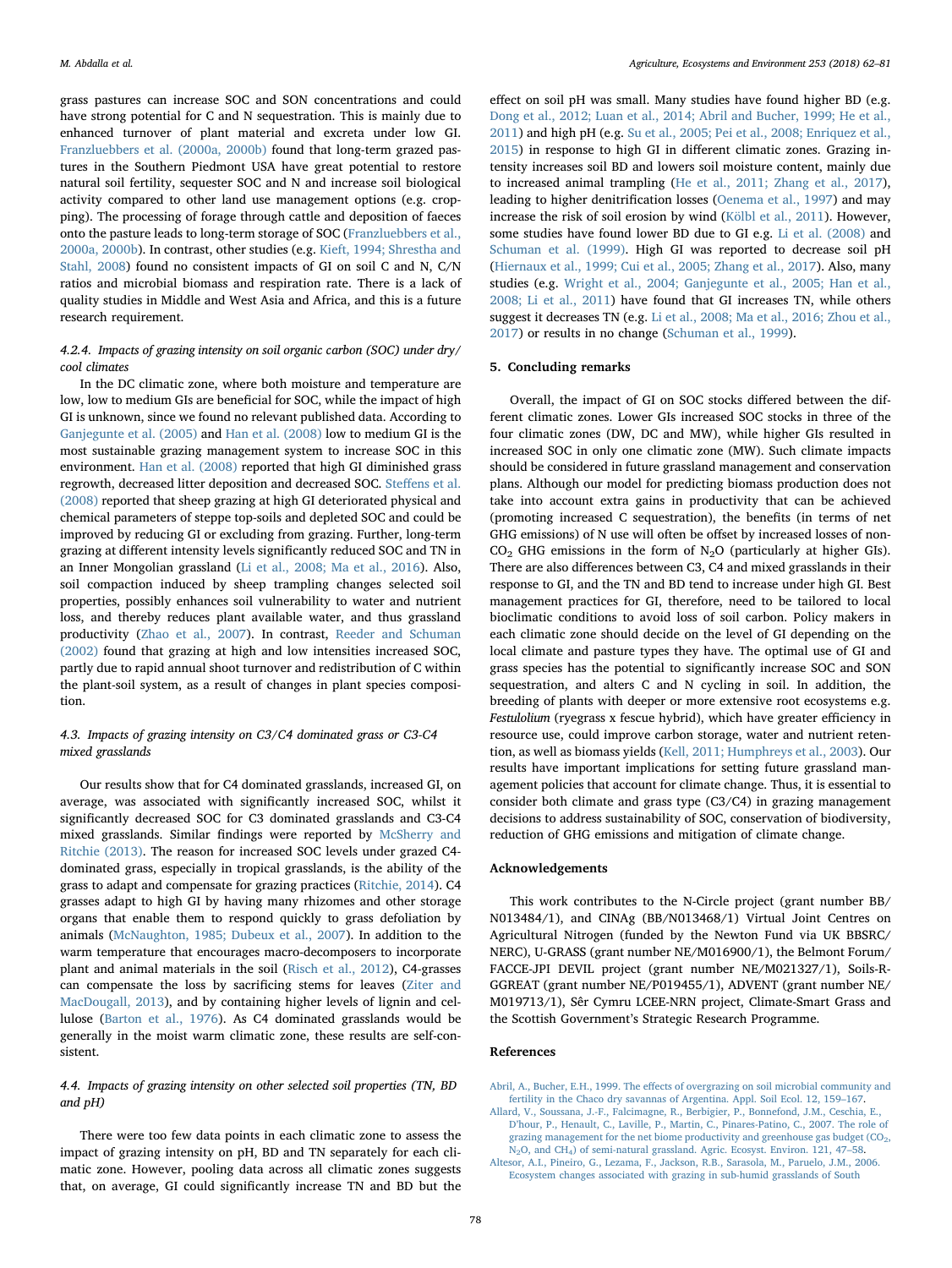grass pastures can increase SOC and SON concentrations and could have strong potential for C and N sequestration. This is mainly due to enhanced turnover of plant material and excreta under low GI. Franzluebbers et al. (2000a, 2000b) found that long-term grazed pastures in the Southern Piedmont USA have great potential to restore natural soil fertility, sequester SOC and N and increase soil biological activity compared to other land use management options (e.g. cropping). The processing of forage through cattle and deposition of faeces onto the pasture leads to long-term storage of SOC (Franzluebbers et al., 2000a, 2000b). In contrast, other studies (e.g. Kieft, 1994; Shrestha and Stahl, 2008) found no consistent impacts of GI on soil C and N, C/N ratios and microbial biomass and respiration rate. There is a lack of quality studies in Middle and West Asia and Africa, and this is a future research requirement.

#### 4.2.4. Impacts of grazing intensity on soil organic carbon (SOC) under dry/cool climates

In the DC climatic zone, where both moisture and temperature are low, low to medium GIs are beneficial for SOC, while the impact of high GI is unknown, since we found no relevant published data. According to Ganjegunte et al. (2005) and Han et al. (2008) low to medium GI is the most sustainable grazing management system to increase SOC in this environment. Han et al. (2008) reported that high GI diminished grass regrowth, decreased litter deposition and decreased SOC. Steffens et al. (2008) reported that sheep grazing at high GI deteriorated physical and chemical parameters of steppe top-soils and depleted SOC and could be improved by reducing GI or excluding from grazing. Further, long-term grazing at different intensity levels significantly reduced SOC and TN in an Inner Mongolian grassland (Li et al., 2008; Ma et al., 2016). Also, soil compaction induced by sheep trampling changes selected soil properties, possibly enhances soil vulnerability to water and nutrient loss, and thereby reduces plant available water, and thus grassland productivity (Zhao et al., 2007). In contrast, Reeder and Schuman (2002) found that grazing at high and low intensities increased SOC, partly due to rapid annual shoot turnover and redistribution of C within the plant-soil system, as a result of changes in plant species composition.

### 4.3. Impacts of grazing intensity on C3/C4 dominated grass or C3-C4 mixed grasslands

Our results show that for C4 dominated grasslands, increased GI, on average, was associated with significantly increased SOC, whilst it significantly decreased SOC for C3 dominated grasslands and C3-C4 mixed grasslands. Similar findings were reported by McSherry and Ritchie (2013). The reason for increased SOC levels under grazed C4-dominated grass, especially in tropical grasslands, is the ability of the grass to adapt and compensate for grazing practices (Ritchie, 2014). C4 grasses adapt to high GI by having many rhizomes and other storage organs that enable them to respond quickly to grass defoliation by animals (McNaughton, 1985; Dubeux et al., 2007). In addition to the warm temperature that encourages macro-decomposers to incorporate plant and animal materials in the soil (Risch et al., 2012), C4-grasses can compensate the loss by sacrificing stems for leaves (Ziter and MacDougall, 2013), and by containing higher levels of lignin and cellulose (Barton et al., 1976). As C4 dominated grasslands would be generally in the moist warm climatic zone, these results are self-consistent.

### 4.4. Impacts of grazing intensity on other selected soil properties (TN, BD and pH)

There were too few data points in each climatic zone to assess the impact of grazing intensity on pH, BD and TN separately for each climatic zone. However, pooling data across all climatic zones suggests that, on average, GI could significantly increase TN and BD but the effect on soil pH was small. Many studies have found higher BD (e.g. Dong et al., 2012; Luan et al., 2014; Abril and Bucher, 1999; He et al., 2011) and high pH (e.g. Su et al., 2005; Pei et al., 2008; Enriquez et al., 2015) in response to high GI in different climatic zones. Grazing intensity increases soil BD and lowers soil moisture content, mainly due to increased animal trampling (He et al., 2011; Zhang et al., 2017), leading to higher denitrification losses (Oenema et al., 1997) and may increase the risk of soil erosion by wind (Kölbl et al., 2011). However, some studies have found lower BD due to GI e.g. Li et al. (2008) and Schuman et al. (1999). High GI was reported to decrease soil pH (Hiernaux et al., 1999; Cui et al., 2005; Zhang et al., 2017). Also, many studies (e.g. Wright et al., 2004; Ganjegunte et al., 2005; Han et al., 2008; Li et al., 2011) have found that GI increases TN, while others suggest it decreases TN (e.g. Li et al., 2008; Ma et al., 2016; Zhou et al., 2017) or results in no change (Schuman et al., 1999).

## 5. Concluding remarks

Overall, the impact of GI on SOC stocks differed between the different climatic zones. Lower GIs increased SOC stocks in three of the four climatic zones (DW, DC and MW), while higher GIs resulted in increased SOC in only one climatic zone (MW). Such climate impacts should be considered in future grassland management and conservation plans. Although our model for predicting biomass production does not take into account extra gains in productivity that can be achieved (promoting increased C sequestration), the benefits (in terms of net GHG emissions) of N use will often be offset by increased losses of non-$CO_2$ GHG emissions in the form of $N_2O$ (particularly at higher GIs). There are also differences between C3, C4 and mixed grasslands in their response to GI, and the TN and BD tend to increase under high GI. Best management practices for GI, therefore, need to be tailored to local bioclimatic conditions to avoid loss of soil carbon. Policy makers in each climatic zone should decide on the level of GI depending on the local climate and pasture types they have. The optimal use of GI and grass species has the potential to significantly increase SOC and SON sequestration, and alters C and N cycling in soil. In addition, the breeding of plants with deeper or more extensive root ecosystems e.g. *Festulolium* (ryegrass x fescue hybrid), which have greater efficiency in resource use, could improve carbon storage, water and nutrient retention, as well as biomass yields (Kell, 2011; Humphreys et al., 2003). Our results have important implications for setting future grassland management policies that account for climate change. Thus, it is essential to consider both climate and grass type (C3/C4) in grazing management decisions to address sustainability of SOC, conservation of biodiversity, reduction of GHG emissions and mitigation of climate change.

## Acknowledgements

This work contributes to the N-Circle project (grant number BB/N013484/1), and CINAg (BB/N013468/1) Virtual Joint Centres on Agricultural Nitrogen (funded by the Newton Fund via UK BBSRC/NERC), U-GRASS (grant number NE/M016900/1), the Belmont Forum/FACCE-JPI DEVIL project (grant number NE/M021327/1), Soils-R-GGREAT (grant number NE/P019455/1), ADVENT (grant number NE/M019713/1), Sêr Cymru LCEE-NRN project, Climate-Smart Grass and the Scottish Government's Strategic Research Programme.

## References

Abril, A., Bucher, E.H., 1999. The effects of overgrazing on soil microbial community and fertility in the Chaco dry savannas of Argentina. Appl. Soil Ecol. 12, 159–167.

Allard, V., Soussana, J.-F., Falcimagne, R., Berbigier, P., Bonnefond, J.M., Ceschia, E., D'hour, P., Henault, C., Laville, P., Martin, C., Pinares-Patino, C., 2007. The role of grazing management for the net biome productivity and greenhouse gas budget ($CO_2$, $N_2O$, and $CH_4$) of semi-natural grassland. Agric. Ecosyst. Environ. 121, 47–58.

Altesor, A.I., Pineiro, G., Lezama, F., Jackson, R.B., Sarasola, M., Paruelo, J.M., 2006. Ecosystem changes associated with grazing in sub-humid grasslands of South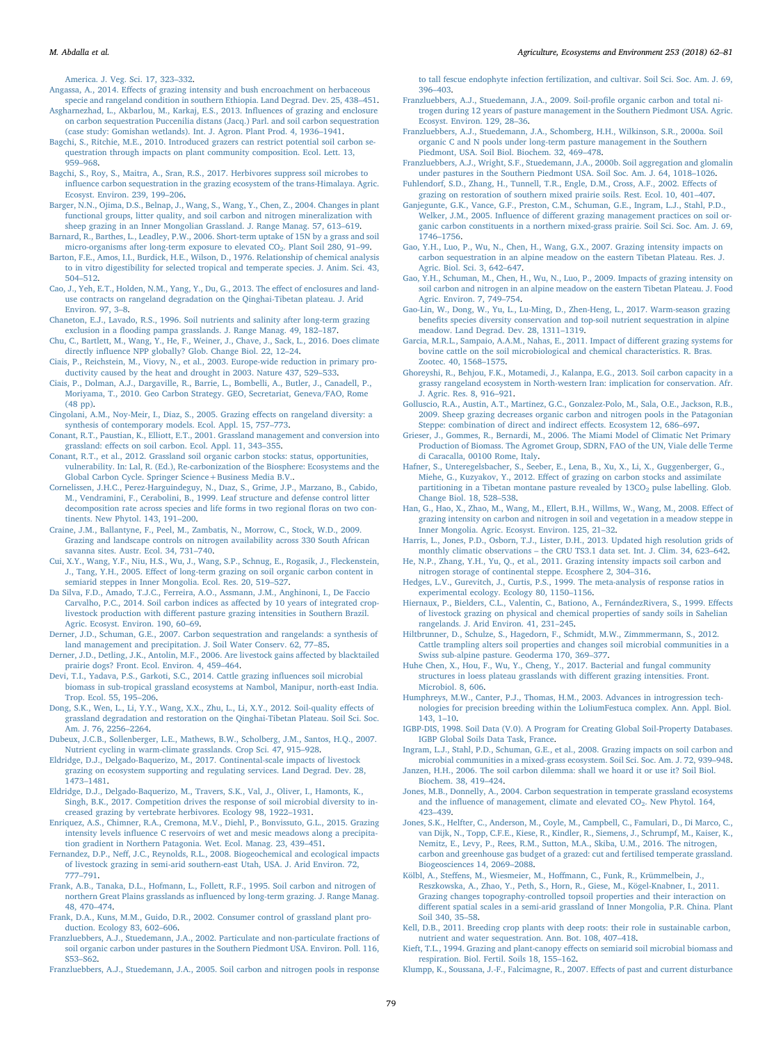America. J. Veg. Sci. 17, 323–332.

Angassa, A., 2014. Effects of grazing intensity and bush encroachment on herbaceous specie and rangeland condition in southern Ethiopia. Land Degrad. Dev. 25, 438–451.

Asgharnezhad, L., Akbarlou, M., Karkaj, E.S., 2013. Influences of grazing and enclosure on carbon sequestration Puccinilia distans (Jacq.) Parl. and soil carbon sequestration (case study: Gomishan wetlands). Int. J. Agron. Plant Prod. 4, 1936–1941.

Bagchi, S., Ritchie, M.E., 2010. Introduced grazers can restrict potential soil carbon sequestration through impacts on plant community composition. Ecol. Lett. 13, 959–968.

Bagchi, S., Roy, S., Maitra, A., Sran, R.S., 2017. Herbivores suppress soil microbes to influence carbon sequestration in the grazing ecosystem of the trans-Himalaya. Agric. Ecosyst. Environ. 239, 199–206.

Barger, N.N., Ojima, D.S., Belnap, J., Wang, S., Wang, Y., Chen, Z., 2004. Changes in plant functional groups, litter quality, and soil carbon and nitrogen mineralization with sheep grazing in an Inner Mongolian Grassland. J. Range Manag. 57, 613–619.

Barnard, R., Barthes, L., Leadley, P.W., 2006. Short-term uptake of 15N by a grass and soil micro-organisms after long-term exposure to elevated $CO_2$. Plant Soil 280, 91–99.

Barton, F.E., Amos, I.I., Burdick, H.E., Wilson, D., 1976. Relationship of chemical analysis to in vitro digestibility for selected tropical and temperate species. J. Anim. Sci. 43, 504–512.

Cao, J., Yeh, E.T., Holden, N.M., Yang, Y., Du, G., 2013. The effect of enclosures and land-use contracts on rangeland degradation on the Qinghai-Tibetan plateau. J. Arid Environ. 97, 3–8.

Chaneton, E.J., Lavado, R.S., 1996. Soil nutrients and salinity after long-term grazing exclusion in a flooding pampa grasslands. J. Range Manag. 49, 182–187.

Chu, C., Bartlett, M., Wang, Y., He, F., Weiner, J., Chave, J., Sack, L., 2016. Does climate directly influence NPP globally? Glob. Change Biol. 22, 12–24.

Ciais, P., Reichstein, M., Viovy, N., et al., 2003. Europe-wide reduction in primary productivity caused by the heat and drought in 2003. Nature 437, 529–533.

Ciais, P., Dolman, A.J., Dargaville, R., Barrie, L., Bombelli, A., Butler, J., Canadell, P., Moriyama, T., 2010. Geo Carbon Strategy. GEO, Secretariat, Geneva/FAO, Rome (48 pp).

Cingolani, A.M., Noy-Meir, I., Diaz, S., 2005. Grazing effects on rangeland diversity: a synthesis of contemporary models. Ecol. Appl. 15, 757–773.

Conant, R.T., Paustian, K., Elliott, E.T., 2001. Grassland management and conversion into grassland: effects on soil carbon. Ecol. Appl. 11, 343–355.

Conant, R.T., et al., 2012. Grassland soil organic carbon stocks: status, opportunities, vulnerability. In: Lal, R. (Ed.), Re-carbonization of the Biosphere: Ecosystems and the Global Carbon Cycle. Springer Science+Business Media B.V..

Cornelissen, J.H.C., Perez-Harguindeguy, N., Diaz, S., Grime, J.P., Marzano, B., Cabido, M., Vendramini, F., Cerabolini, B., 1999. Leaf structure and defense control litter decomposition rate across species and life forms in two regional floras on two continents. New Phytol. 143, 191–200.

Craine, J.M., Ballantyne, F., Peel, M., Zambatis, N., Morrow, C., Stock, W.D., 2009. Grazing and landscape controls on nitrogen availability across 330 South African savanna sites. Austr. Ecol. 34, 731–740.

Cui, X.Y., Wang, Y.F., Niu, H.S., Wu, J., Wang, S.P., Schnug, E., Rogasik, J., Fleckenstein, J., Tang, Y.H., 2005. Effect of long-term grazing on soil organic carbon content in semiarid steppes in Inner Mongolia. Ecol. Res. 20, 519–527.

Da Silva, F.D., Amado, T.J.C., Ferreira, A.O., Assmann, J.M., Anghinoni, I., De Faccio Carvalho, P.C., 2014. Soil carbon indices as affected by 10 years of integrated crop-livestock production with different pasture grazing intensities in Southern Brazil. Agric. Ecosyst. Environ. 190, 60–69.

Derner, J.D., Schuman, G.E., 2007. Carbon sequestration and rangelands: a synthesis of land management and precipitation. J. Soil Water Conserv. 62, 77–85.

Derner, J.D., Detling, J.K., Antolin, M.F., 2006. Are livestock gains affected by blacktailed prairie dogs? Front. Ecol. Environ. 4, 459–464.

Devi, T.I., Yadava, P.S., Garkoti, S.C., 2014. Cattle grazing influences soil microbial biomass in sub-tropical grassland ecosystems at Nambol, Manipur, north-east India. Trop. Ecol. 55, 195–206.

Dong, S.K., Wen, L., Li, Y.Y., Wang, X.X., Zhu, L., Li, X.Y., 2012. Soil-quality effects of grassland degradation and restoration on the Qinghai-Tibetan Plateau. Soil Sci. Soc. Am. J. 76, 2256–2264.

Dubeux, J.C.B., Sollenberger, L.E., Mathews, B.W., Scholberg, J.M., Santos, H.Q., 2007. Nutrient cycling in warm-climate grasslands. Crop Sci. 47, 915–928.

Eldridge, D.J., Delgado-Baquerizo, M., 2017. Continental-scale impacts of livestock grazing on ecosystem supporting and regulating services. Land Degrad. Dev. 28, 1473–1481.

Eldridge, D.J., Delgado-Baquerizo, M., Travers, S.K., Val, J., Oliver, I., Hamonts, K., Singh, B.K., 2017. Competition drives the response of soil microbial diversity to increased grazing by vertebrate herbivores. Ecology 98, 1922–1931.

Enriquez, A.S., Chimner, R.A., Cremona, M.V., Diehl, P., Bonvissuto, G.L., 2015. Grazing intensity levels influence C reservoirs of wet and mesic meadows along a precipitation gradient in Northern Patagonia. Wet. Ecol. Manag. 23, 439–451.

Fernandez, D.P., Neff, J.C., Reynolds, R.L., 2008. Biogeochemical and ecological impacts of livestock grazing in semi-arid southern-east Utah, USA. J. Arid Environ. 72, 777–791.

Frank, A.B., Tanaka, D.L., Hofmann, L., Follett, R.F., 1995. Soil carbon and nitrogen of northern Great Plains grasslands as influenced by long-term grazing. J. Range Manag. 48, 470–474.

Frank, D.A., Kuns, M.M., Guido, D.R., 2002. Consumer control of grassland plant production. Ecology 83, 602–606.

Franzluebbers, A.J., Stuedemann, J.A., 2002. Particulate and non-particulate fractions of soil organic carbon under pastures in the Southern Piedmont USA. Environ. Poll. 116, S53–S62.

Franzluebbers, A.J., Stuedemann, J.A., 2005. Soil carbon and nitrogen pools in response to tall fescue endophyte infection fertilization, and cultivar. Soil Sci. Soc. Am. J. 69, 396–403.

Franzluebbers, A.J., Stuedemann, J.A., 2009. Soil-profile organic carbon and total nitrogen during 12 years of pasture management in the Southern Piedmont USA. Agric. Ecosyst. Environ. 129, 28–36.

Franzluebbers, A.J., Stuedemann, J.A., Schomberg, H.H., Wilkinson, S.R., 2000a. Soil organic C and N pools under long-term pasture management in the Southern Piedmont, USA. Soil Biol. Biochem. 32, 469–478.

Franzluebbers, A.J., Wright, S.F., Stuedemann, J.A., 2000b. Soil aggregation and glomalin under pastures in the Southern Piedmont USA. Soil Soc. Am. J. 64, 1018–1026.

Fuhlendorf, S.D., Zhang, H., Tunnell, T.R., Engle, D.M., Cross, A.F., 2002. Effects of grazing on restoration of southern mixed prairie soils. Rest. Ecol. 10, 401–407.

Ganjegunte, G.K., Vance, G.F., Preston, C.M., Schuman, G.E., Ingram, L.J., Stahl, P.D., Welker, J.M., 2005. Influence of different grazing management practices on soil organic carbon constituents in a northern mixed-grass prairie. Soil Sci. Soc. Am. J. 69, 1746–1756.

Gao, Y.H., Luo, P., Wu, N., Chen, H., Wang, G.X., 2007. Grazing intensity impacts on carbon sequestration in an alpine meadow on the eastern Tibetan Plateau. Res. J. Agric. Biol. Sci. 3, 642–647.

Gao, Y.H., Schuman, M., Chen, H., Wu, N., Luo, P., 2009. Impacts of grazing intensity on soil carbon and nitrogen in an alpine meadow on the eastern Tibetan Plateau. J. Food Agric. Environ. 7, 749–754.

Gao-Lin, W., Dong, W., Yu, L., Lu-Ming, D., Zhen-Heng, L., 2017. Warm-season grazing benefits species diversity conservation and top-soil nutrient sequestration in alpine meadow. Land Degrad. Dev. 28, 1311–1319.

Garcia, M.R.L., Sampaio, A.A.M., Nahas, E., 2011. Impact of different grazing systems for bovine cattle on the soil microbiological and chemical characteristics. R. Bras. Zootec. 40, 1568–1575.

Ghoreyshi, R., Behjou, F.K., Motamedi, J., Kalanpa, E.G., 2013. Soil carbon capacity in a grassy rangeland ecosystem in North-western Iran: implication for conservation. Afr. J. Agric. Res. 8, 916–921.

Golluscio, R.A., Austin, A.T., Martinez, G.C., Gonzalez-Polo, M., Sala, O.E., Jackson, R.B., 2009. Sheep grazing decreases organic carbon and nitrogen pools in the Patagonian Steppe: combination of direct and indirect effects. Ecosystem 12, 686–697.

Grieser, J., Gommes, R., Bernardi, M., 2006. The Miami Model of Climatic Net Primary Production of Biomass. The Agromet Group, SDRN, FAO of the UN, Viale delle Terme di Caracalla, 00100 Rome, Italy.

Hafner, S., Unteregelsbacher, S., Seeber, E., Lena, B., Xu, X., Li, X., Guggenberger, G., Miehe, G., Kuzyakov, Y., 2012. Effect of grazing on carbon stocks and assimilate partitioning in a Tibetan montane pasture revealed by $13CO_2$ pulse labelling. Glob. Change Biol. 18, 528–538.

Han, G., Hao, X., Zhao, M., Wang, M., Ellert, B.H., Willms, W., Wang, M., 2008. Effect of grazing intensity on carbon and nitrogen in soil and vegetation in a meadow steppe in Inner Mongolia. Agric. Ecosyst. Environ. 125, 21–32.

Harris, L., Jones, P.D., Osborn, T.J., Lister, D.H., 2013. Updated high resolution grids of monthly climatic observations – the CRU TS3.1 data set. Int. J. Clim. 34, 623–642.

He, N.P., Zhang, Y.H., Yu, Q., et al., 2011. Grazing intensity impacts soil carbon and nitrogen storage of continental steppe. Ecosphere 2, 304–316.

Hedges, L.V., Gurevitch, J., Curtis, P.S., 1999. The meta-analysis of response ratios in experimental ecology. Ecology 80, 1150–1156.

Hiernaux, P., Bielders, C.L., Valentin, C., Bationo, A., FernándezRivera, S., 1999. Effects of livestock grazing on physical and chemical properties of sandy soils in Sahelian rangelands. J. Arid Environ. 41, 231–245.

Hiltbrunner, D., Schulze, S., Hagedorn, F., Schmidt, M.W., Zimmermann, S., 2012. Cattle trampling alters soil properties and changes soil microbial communities in a Swiss sub-alpine pasture. Geoderma 170, 369–377.

Huhe Chen, X., Hou, F., Wu, Y., Cheng, Y., 2017. Bacterial and fungal community structures in loess plateau grasslands with different grazing intensities. Front. Microbiol. 8, 606.

Humphreys, M.W., Canter, P.J., Thomas, H.M., 2003. Advances in introgression technologies for precision breeding within the LoliumFestuca complex. Ann. Appl. Biol. 143, 1–10.

IGBP-DIS, 1998. Soil Data (V.0). A Program for Creating Global Soil-Property Databases. IGBP Global Soils Data Task, France.

Ingram, L.J., Stahl, P.D., Schuman, G.E., et al., 2008. Grazing impacts on soil carbon and microbial communities in a mixed-grass ecosystem. Soil Sci. Soc. Am. J. 72, 939–948.

Janzen, H.H., 2006. The soil carbon dilemma: shall we hoard it or use it? Soil Biol. Biochem. 38, 419–424.

Jones, M.B., Donnelly, A., 2004. Carbon sequestration in temperate grassland ecosystems and the influence of management, climate and elevated $CO_2$. New Phytol. 164, 423–439.

Jones, S.K., Helfter, C., Anderson, M., Coyle, M., Campbell, C., Famulari, D., Di Marco, C., van Dijk, N., Topp, C.F.E., Kiese, R., Kindler, R., Siemens, J., Schrumpf, M., Kaiser, K., Nemitz, E., Levy, P., Rees, R.M., Sutton, M.A., Skiba, U.M., 2016. The nitrogen, carbon and greenhouse gas budget of a grazed: cut and fertilised temperate grassland. Biogeosciences 14, 2069–2088.

Kölbl, A., Steffens, M., Wiesmeier, M., Hoffmann, C., Funk, R., Krümmelbein, J., Reszkowska, A., Zhao, Y., Peth, S., Horn, R., Giese, M., Kögel-Knabner, I., 2011. Grazing changes topography-controlled topsoil properties and their interaction on different spatial scales in a semi-arid grassland of Inner Mongolia, P.R. China. Plant Soil 340, 35–58.

Kell, D.B., 2011. Breeding crop plants with deep roots: their role in sustainable carbon, nutrient and water sequestration. Ann. Bot. 108, 407–418.

Kieft, T.L., 1994. Grazing and plant-canopy effects on semiarid soil microbial biomass and respiration. Biol. Fertil. Soils 18, 155–162.

Klumpp, K., Soussana, J.-F., Falcimagne, R., 2007. Effects of past and current disturbance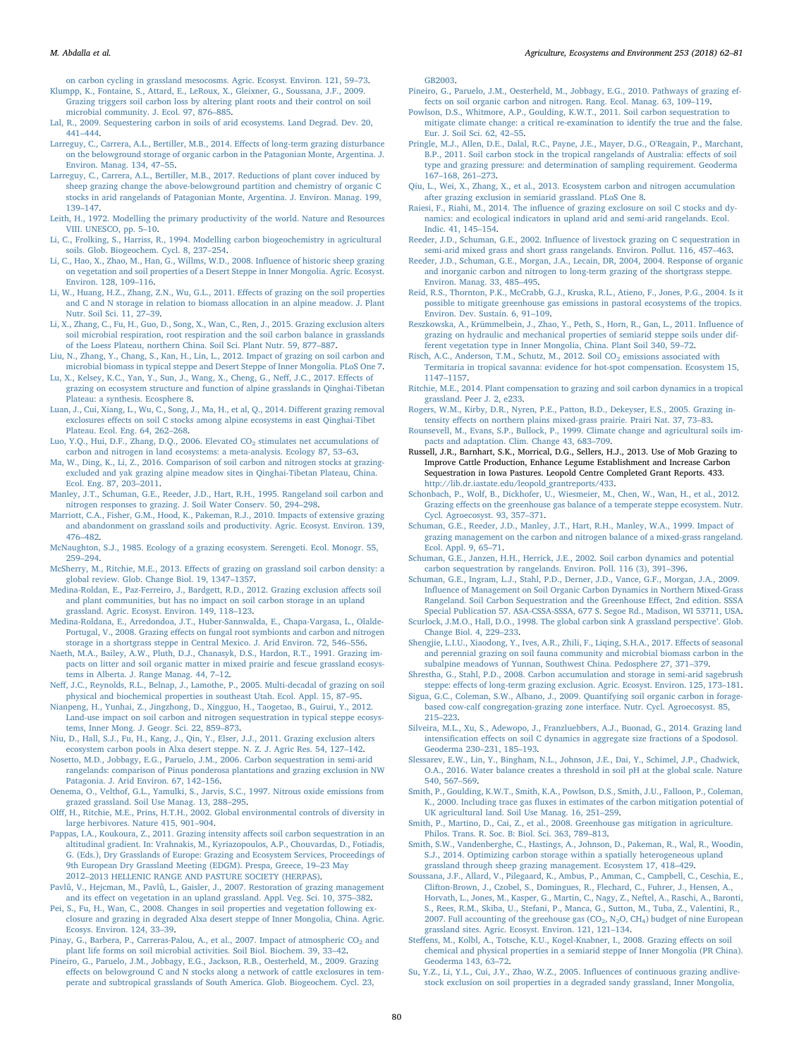on carbon cycling in grassland mesocosms. Agric. Ecosyst. Environ. 121, 59–73.

Klumpp, K., Fontaine, S., Attard, E., LeRoux, X., Gleixner, G., Soussana, J.F., 2009. Grazing triggers soil carbon loss by altering plant roots and their control on soil microbial community. J. Ecol. 97, 876–885.

Lal, R., 2009. Sequestering carbon in soils of arid ecosystems. Land Degrad. Dev. 20, 441–444.

Larreguy, C., Carrera, A.L., Bertiller, M.B., 2014. Effects of long-term grazing disturbance on the belowground storage of organic carbon in the Patagonian Monte, Argentina. J. Environ. Manag. 134, 47–55.

Larreguy, C., Carrera, A.L., Bertiller, M.B., 2017. Reductions of plant cover induced by sheep grazing change the above-belowground partition and chemistry of organic C stocks in arid rangelands of Patagonian Monte, Argentina. J. Environ. Manag. 199, 139–147.

Leith, H., 1972. Modelling the primary productivity of the world. Nature and Resources VIII. UNESCO, pp. 5–10.

Li, C., Frolking, S., Harriss, R., 1994. Modelling carbon biogeochemistry in agricultural soils. Glob. Biogeochem. Cycl. 8, 237–254.

Li, C., Hao, X., Zhao, M., Han, G., Willms, W.D., 2008. Influence of historic sheep grazing on vegetation and soil properties of a Desert Steppe in Inner Mongolia. Agric. Ecosyst. Environ. 128, 109–116.

Li, W., Huang, H.Z., Zhang, Z.N., Wu, G.L., 2011. Effects of grazing on the soil properties and C and N storage in relation to biomass allocation in an alpine meadow. J. Plant Nutr. Soil Sci. 11, 27–39.

Li, X., Zhang, C., Fu, H., Guo, D., Song, X., Wan, C., Ren, J., 2015. Grazing exclusion alters soil microbial respiration, root respiration and the soil carbon balance in grasslands of the Loess Plateau, northern China. Soil Sci. Plant Nutr. 59, 877–887.

Liu, N., Zhang, Y., Chang, S., Kan, H., Lin, L., 2012. Impact of grazing on soil carbon and microbial biomass in typical steppe and Desert Steppe of Inner Mongolia. PLoS One 7.

Lu, X., Kelsey, K.C., Yan, Y., Sun, J., Wang, X., Cheng, G., Neff, J.C., 2017. Effects of grazing on ecosystem structure and function of alpine grasslands in Qinghai-Tibetan Plateau: a synthesis. Ecosphere 8.

Luan, J., Cui, Xiang, L., Wu, C., Song, J., Ma, H., et al, Q., 2014. Different grazing removal exclosures effects on soil C stocks among alpine ecosystems in east Qinghai-Tibet Plateau. Ecol. Eng. 64, 262–268.

Luo, Y.Q., Hui, D.F., Zhang, D.Q., 2006. Elevated $CO_2$ stimulates net accumulations of carbon and nitrogen in land ecosystems: a meta-analysis. Ecology 87, 53–63.

Ma, W., Ding, K., Li, Z., 2016. Comparison of soil carbon and nitrogen stocks at grazing-excluded and yak grazing alpine meadow sites in Qinghai-Tibetan Plateau, China. Ecol. Eng. 87, 203–2011.

Manley, J.T., Schuman, G.E., Reeder, J.D., Hart, R.H., 1995. Rangeland soil carbon and nitrogen responses to grazing. J. Soil Water Conserv. 50, 294–298.

Marriott, C.A., Fisher, G.M., Hood, K., Pakeman, R.J., 2010. Impacts of extensive grazing and abandonment on grassland soils and productivity. Agric. Ecosyst. Environ. 139, 476–482.

McNaughton, S.J., 1985. Ecology of a grazing ecosystem. Serengeti. Ecol. Monogr. 55, 259–294.

McSherry, M., Ritchie, M.E., 2013. Effects of grazing on grassland soil carbon density: a global review. Glob. Change Biol. 19, 1347–1357.

Medina-Roldan, E., Paz-Ferreiro, J., Bardgett, R.D., 2012. Grazing exclusion affects soil and plant communities, but has no impact on soil carbon storage in an upland grassland. Agric. Ecosyst. Environ. 149, 118–123.

Medina-Roldana, E., Arredondoa, J.T., Huber-Sannwalda, E., Chapa-Vargasa, L., Olalde-Portugal, V., 2008. Grazing effects on fungal root symbionts and carbon and nitrogen storage in a shortgrass steppe in Central Mexico. J. Arid Environ. 72, 546–556.

Naeth, M.A., Bailey, A.W., Pluth, D.J., Chanasyk, D.S., Hardon, R.T., 1991. Grazing impacts on litter and soil organic matter in mixed prairie and fescue grassland ecosystems in Alberta. J. Range Manag. 44, 7–12.

Neff, J.C., Reynolds, R.L., Belnap, J., Lamothe, P., 2005. Multi-decadal of grazing on soil physical and biochemical properties in southeast Utah. Ecol. Appl. 15, 87–95.

Nianpeng, H., Yunhai, Z., Jingzhong, D., Xingguo, H., Taogetao, B., Guirui, Y., 2012. Land-use impact on soil carbon and nitrogen sequestration in typical steppe ecosystems, Inner Mong. J. Geogr. Sci. 22, 859–873.

Niu, D., Hall, S.J., Fu, H., Kang, J., Qin, Y., Elser, J.J., 2011. Grazing exclusion alters ecosystem carbon pools in Alxa desert steppe. N. Z. J. Agric Res. 54, 127–142.

Nosetto, M.D., Jobbagy, E.G., Paruelo, J.M., 2006. Carbon sequestration in semi-arid rangelands: comparison of Pinus ponderosa plantations and grazing exclusion in NW Patagonia. J. Arid Environ. 67, 142–156.

Oenema, O., Velthof, G.L., Yamulki, S., Jarvis, S.C., 1997. Nitrous oxide emissions from grazed grassland. Soil Use Manag. 13, 288–295.

Olff, H., Ritchie, M.E., Prins, H.T.H., 2002. Global environmental controls of diversity in large herbivores. Nature 415, 901–904.

Pappas, I.A., Koukoura, Z., 2011. Grazing intensity affects soil carbon sequestration in an altitudinal gradient. In: Vrahnakis, M., Kyriazopoulos, A.P., Chouvardas, D., Fotiadis, G. (Eds.), Dry Grasslands of Europe: Grazing and Ecosystem Services, Proceedings of 9th European Dry Grassland Meeting (EDGM). Prespa, Greece, 19–23 May 2012–2013 HELLENIC RANGE AND PASTURE SOCIETY (HERPAS).

Pavlů, V., Hejcman, M., Pavlů, L., Gaisler, J., 2007. Restoration of grazing management and its effect on vegetation in an upland grassland. Appl. Veg. Sci. 10, 375–382.

Pei, S., Fu, H., Wan, C., 2008. Changes in soil properties and vegetation following exclosure and grazing in degraded Alxa desert steppe of Inner Mongolia, China. Agric. Ecosys. Environ. 124, 33–39.

Pinay, G., Barbera, P., Carreras-Palou, A., et al., 2007. Impact of atmospheric $CO_2$ and plant life forms on soil microbial activities. Soil Biol. Biochem. 39, 33–42.

Pineiro, G., Paruelo, J.M., Jobbagy, E.G., Jackson, R.B., Oesterheld, M., 2009. Grazing effects on belowground C and N stocks along a network of cattle exclosures in temperate and subtropical grasslands of South America. Glob. Biogeochem. Cycl. 23, GB2003.

Pineiro, G., Paruelo, J.M., Oesterheld, M., Jobbagy, E.G., 2010. Pathways of grazing effects on soil organic carbon and nitrogen. Rang. Ecol. Manag. 63, 109–119.

Powlson, D.S., Whitmore, A.P., Goulding, K.W.T., 2011. Soil carbon sequestration to mitigate climate change: a critical re-examination to identify the true and the false. Eur. J. Soil Sci. 62, 42–55.

Pringle, M.J., Allen, D.E., Dalal, R.C., Payne, J.E., Mayer, D.G., O'Reagain, P., Marchant, B.P., 2011. Soil carbon stock in the tropical rangelands of Australia: effects of soil type and grazing pressure: and determination of sampling requirement. Geoderma 167–168, 261–273.

Qiu, L., Wei, X., Zhang, X., et al., 2013. Ecosystem carbon and nitrogen accumulation after grazing exclusion in semiarid grassland. PLoS One 8.

Raiesi, F., Riahi, M., 2014. The influence of grazing exclosure on soil C stocks and dynamics: and ecological indicators in upland arid and semi-arid rangelands. Ecol. Indic. 41, 145–154.

Reeder, J.D., Schuman, G.E., 2002. Influence of livestock grazing on C sequestration in semi-arid mixed grass and short grass rangelands. Environ. Pollut. 116, 457–463.

Reeder, J.D., Schuman, G.E., Morgan, J.A., Lecain, DR, 2004, 2004. Response of organic and inorganic carbon and nitrogen to long-term grazing of the shortgrass steppe. Environ. Manag. 33, 485–495.

Reid, R.S., Thornton, P.K., McCrabb, G.J., Kruska, R.L., Atieno, F., Jones, P.G., 2004. Is it possible to mitigate greenhouse gas emissions in pastoral ecosystems of the tropics. Environ. Dev. Sustain. 6, 91–109.

Reszkowska, A., Krümmelbein, J., Zhao, Y., Peth, S., Horn, R., Gan, L., 2011. Influence of grazing on hydraulic and mechanical properties of semiarid steppe soils under different vegetation type in Inner Mongolia, China. Plant Soil 340, 59–72.

Risch, A.C., Anderson, T.M., Schutz, M., 2012. Soil $CO_2$ emissions associated with Termitaria in tropical savanna: evidence for hot-spot compensation. Ecosystem 15, 1147–1157.

Ritchie, M.E., 2014. Plant compensation to grazing and soil carbon dynamics in a tropical grassland. Peer J. 2, e233.

Rogers, W.M., Kirby, D.R., Nyren, P.E., Patton, B.D., Dekeyser, E.S., 2005. Grazing intensity effects on northern plains mixed-grass prairie. Prairi Nat. 37, 73–83.

Rounsevell, M., Evans, S.P., Bullock, P., 1999. Climate change and agricultural soils impacts and adaptation. Clim. Change 43, 683–709.

Russell, J.R., Barnhart, S.K., Morrical, D.G., Sellers, H.J., 2013. Use of Mob Grazing to Improve Cattle Production, Enhance Legume Establishment and Increase Carbon Sequestration in Iowa Pastures. Leopold Centre Completed Grant Reports. 433. http://lib.dr.iastate.edu/leopold_grantreports/433.

Schonbach, P., Wolf, B., Dickhofer, U., Wiesmeier, M., Chen, W., Wan, H., et al., 2012. Grazing effects on the greenhouse gas balance of a temperate steppe ecosystem. Nutr. Cycl. Agroecosyst. 93, 357–371.

Schuman, G.E., Reeder, J.D., Manley, J.T., Hart, R.H., Manley, W.A., 1999. Impact of grazing management on the carbon and nitrogen balance of a mixed-grass rangeland. Ecol. Appl. 9, 65–71.

Schuman, G.E., Janzen, H.H., Herrick, J.E., 2002. Soil carbon dynamics and potential carbon sequestration by rangelands. Environ. Poll. 116 (3), 391–396.

Schuman, G.E., Ingram, L.J., Stahl, P.D., Derner, J.D., Vance, G.F., Morgan, J.A., 2009. Influence of Management on Soil Organic Carbon Dynamics in Northern Mixed-Grass Rangeland. Soil Carbon Sequestration and the Greenhouse Effect, 2nd edition. SSSA Special Publication 57. ASA-CSSA-SSSA, 677 S. Segoe Rd., Madison, WI 53711, USA.

Scurlock, J.M.O., Hall, D.O., 1998. The global carbon sink A grassland perspective'. Glob. Change Biol. 4, 229–233.

Shengjie, L.I.U., Xiaodong, Y., Ives, A.R., Zhili, F., Liqing, S.H.A., 2017. Effects of seasonal and perennial grazing on soil fauna community and microbial biomass carbon in the subalpine meadows of Yunnan, Southwest China. Pedosphere 27, 371–379.

Shrestha, G., Stahl, P.D., 2008. Carbon accumulation and storage in semi-arid sagebrush steppe: effects of long-term grazing exclusion. Agric. Ecosyst. Environ. 125, 173–181.

Sigua, G.C., Coleman, S.W., Albano, J., 2009. Quantifying soil organic carbon in forage-based cow-calf congregation-grazing zone interface. Nutr. Cycl. Agroecosyst. 85, 215–223.

Silveira, M.L., Xu, S., Adewopo, J., Franzluebbers, A.J., Buonad, G., 2014. Grazing land intensification effects on soil C dynamics in aggregate size fractions of a Spodosol. Geoderma 230–231, 185–193.

Slessarev, E.W., Lin, Y., Bingham, N.L., Johnson, J.E., Dai, Y., Schimel, J.P., Chadwick, O.A., 2016. Water balance creates a threshold in soil pH at the global scale. Nature 540, 567–569.

Smith, P., Goulding, K.W.T., Smith, K.A., Powlson, D.S., Smith, J.U., Falloon, P., Coleman, K., 2000. Including trace gas fluxes in estimates of the carbon mitigation potential of UK agricultural land. Soil Use Manag. 16, 251–259.

Smith, P., Martino, D., Cai, Z., et al., 2008. Greenhouse gas mitigation in agriculture. Philos. Trans. R. Soc. B: Biol. Sci. 363, 789–813.

Smith, S.W., Vandenberghe, C., Hastings, A., Johnson, D., Pakeman, R., Wal, R., Woodin, S.J., 2014. Optimizing carbon storage within a spatially heterogeneous upland grassland through sheep grazing management. Ecosystem 17, 418–429.

Soussana, J.F., Allard, V., Pilegaard, K., Ambus, P., Amman, C., Campbell, C., Ceschia, E., Clifton-Brown, J., Czobel, S., Domingues, R., Flechard, C., Fuhrer, J., Hensen, A., Horvath, L., Jones, M., Kasper, G., Martin, C., Nagy, Z., Neftel, A., Raschi, A., Baronti, S., Rees, R.M., Skiba, U., Stefani, P., Manca, G., Sutton, M., Tuba, Z., Valentini, R., 2007. Full accounting of the greehouse gas ($CO_2$, $N_2O$, $CH_4$) budget of nine European grassland sites. Agric. Ecosyst. Environ. 121, 121–134.

Steffens, M., Kolbl, A., Totsche, K.U., Kogel-Knabner, I., 2008. Grazing effects on soil chemical and physical properties in a semiarid steppe of Inner Mongolia (PR China). Geoderma 143, 63–72.

Su, Y.Z., Li, Y.L., Cui, J.Y., Zhao, W.Z., 2005. Influences of continuous grazing andlive-stock exclusion on soil properties in a degraded sandy grassland, Inner Mongolia,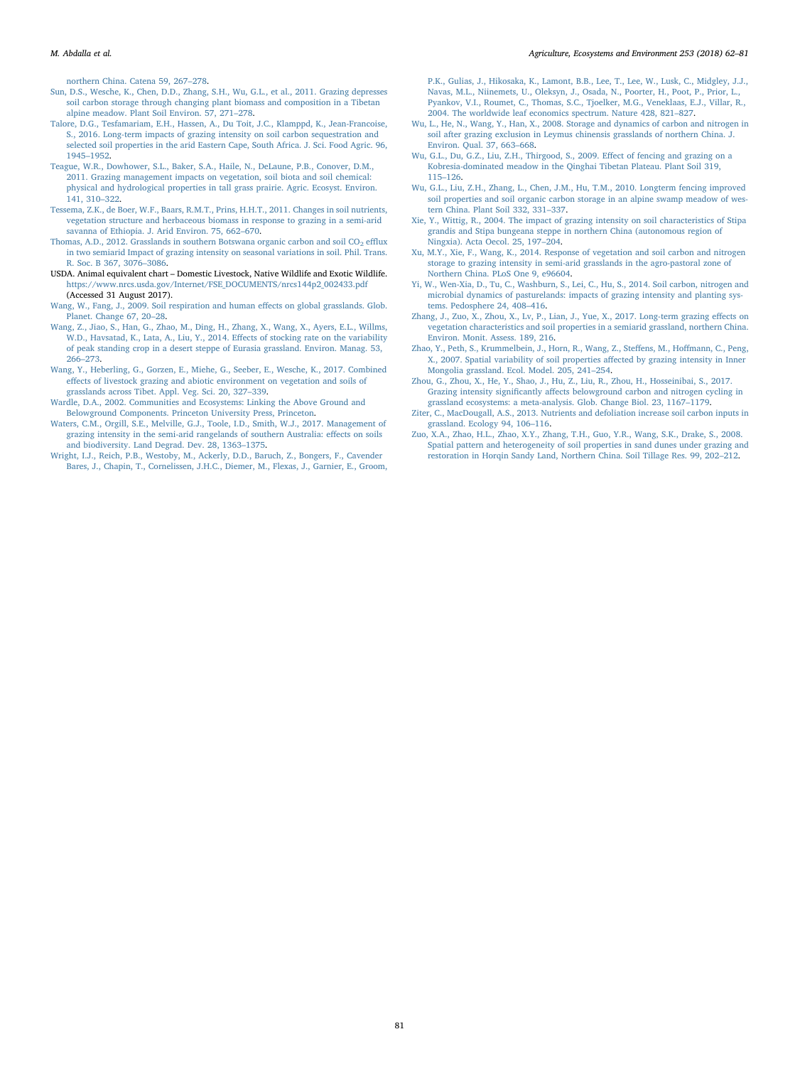northern China. Catena 59, 267–278.

Sun, D.S., Wesche, K., Chen, D.D., Zhang, S.H., Wu, G.L., et al., 2011. Grazing depresses soil carbon storage through changing plant biomass and composition in a Tibetan alpine meadow. Plant Soil Environ. 57, 271–278.

Talore, D.G., Tesfamariam, E.H., Hassen, A., Du Toit, J.C., Klamppd, K., Jean-Francoise, S., 2016. Long-term impacts of grazing intensity on soil carbon sequestration and selected soil properties in the arid Eastern Cape, South Africa. J. Sci. Food Agric. 96, 1945–1952.

Teague, W.R., Dowhower, S.L., Baker, S.A., Haile, N., DeLaune, P.B., Conover, D.M., 2011. Grazing management impacts on vegetation, soil biota and soil chemical: physical and hydrological properties in tall grass prairie. Agric. Ecosyst. Environ. 141, 310–322.

Tessema, Z.K., de Boer, W.F., Baars, R.M.T., Prins, H.H.T., 2011. Changes in soil nutrients, vegetation structure and herbaceous biomass in response to grazing in a semi-arid savanna of Ethiopia. J. Arid Environ. 75, 662–670.

Thomas, A.D., 2012. Grasslands in southern Botswana organic carbon and soil $CO_2$ efflux in two semiarid Impact of grazing intensity on seasonal variations in soil. Phil. Trans. R. Soc. B 367, 3076–3086.

USDA. Animal equivalent chart – Domestic Livestock, Native Wildlife and Exotic Wildlife. https://www.nrcs.usda.gov/Internet/FSE_DOCUMENTS/nrcs144p2_002433.pdf (Accessed 31 August 2017).

Wang, W., Fang, J., 2009. Soil respiration and human effects on global grasslands. Glob. Planet. Change 67, 20–28.

Wang, Z., Jiao, S., Han, G., Zhao, M., Ding, H., Zhang, X., Wang, X., Ayers, E.L., Willms, W.D., Havsatad, K., Lata, A., Liu, Y., 2014. Effects of stocking rate on the variability of peak standing crop in a desert steppe of Eurasia grassland. Environ. Manag. 53, 266–273.

Wang, Y., Heberling, G., Gorzen, E., Miehe, G., Seeber, E., Wesche, K., 2017. Combined effects of livestock grazing and abiotic environment on vegetation and soils of grasslands across Tibet. Appl. Veg. Sci. 20, 327–339.

Wardle, D.A., 2002. Communities and Ecosystems: Linking the Above Ground and Belowground Components. Princeton University Press, Princeton.

Waters, C.M., Orgill, S.E., Melville, G.J., Toole, I.D., Smith, W.J., 2017. Management of grazing intensity in the semi-arid rangelands of southern Australia: effects on soils and biodiversity. Land Degrad. Dev. 28, 1363–1375.

Wright, I.J., Reich, P.B., Westoby, M., Ackerly, D.D., Baruch, Z., Bongers, F., Cavender Bares, J., Chapin, T., Cornelissen, J.H.C., Diemer, M., Flexas, J., Garnier, E., Groom, P.K., Gulias, J., Hikosaka, K., Lamont, B.B., Lee, T., Lee, W., Lusk, C., Midgley, J.J., Navas, M.L., Niinemets, U., Oleksyn, J., Osada, N., Poorter, H., Poot, P., Prior, L., Pyankov, V.I., Roumet, C., Thomas, S.C., Tjoelker, M.G., Veneklaas, E.J., Villar, R., 2004. The worldwide leaf economics spectrum. Nature 428, 821–827.

Wu, L., He, N., Wang, Y., Han, X., 2008. Storage and dynamics of carbon and nitrogen in soil after grazing exclusion in Leymus chinensis grasslands of northern China. J. Environ. Qual. 37, 663–668.

Wu, G.L., Du, G.Z., Liu, Z.H., Thirgood, S., 2009. Effect of fencing and grazing on a Kobresia-dominated meadow in the Qinghai Tibetan Plateau. Plant Soil 319, 115–126.

Wu, G.L., Liu, Z.H., Zhang, L., Chen, J.M., Hu, T.M., 2010. Longterm fencing improved soil properties and soil organic carbon storage in an alpine swamp meadow of western China. Plant Soil 332, 331–337.

Xie, Y., Wittig, R., 2004. The impact of grazing intensity on soil characteristics of Stipa grandis and Stipa bungeana steppe in northern China (autonomous region of Ningxia). Acta Oecol. 25, 197–204.

Xu, M.Y., Xie, F., Wang, K., 2014. Response of vegetation and soil carbon and nitrogen storage to grazing intensity in semi-arid grasslands in the agro-pastoral zone of Northern China. PLoS One 9, e96604.

Yi, W., Wen-Xia, D., Tu, C., Washburn, S., Lei, C., Hu, S., 2014. Soil carbon, nitrogen and microbial dynamics of pasturelands: impacts of grazing intensity and planting systems. Pedosphere 24, 408–416.

Zhang, J., Zuo, X., Zhou, X., Lv, P., Lian, J., Yue, X., 2017. Long-term grazing effects on vegetation characteristics and soil properties in a semiarid grassland, northern China. Environ. Monit. Assess. 189, 216.

Zhao, Y., Peth, S., Krummelbein, J., Horn, R., Wang, Z., Steffens, M., Hoffmann, C., Peng, X., 2007. Spatial variability of soil properties affected by grazing intensity in Inner Mongolia grassland. Ecol. Model. 205, 241–254.

Zhou, G., Zhou, X., He, Y., Shao, J., Hu, Z., Liu, R., Zhou, H., Hosseinibai, S., 2017. Grazing intensity significantly affects belowground carbon and nitrogen cycling in grassland ecosystems: a meta-analysis. Glob. Change Biol. 23, 1167–1179.

Ziter, C., MacDougall, A.S., 2013. Nutrients and defoliation increase soil carbon inputs in grassland. Ecology 94, 106–116.

Zuo, X.A., Zhao, H.L., Zhao, X.Y., Zhang, T.H., Guo, Y.R., Wang, S.K., Drake, S., 2008. Spatial pattern and heterogeneity of soil properties in sand dunes under grazing and restoration in Horqin Sandy Land, Northern China. Soil Tillage Res. 99, 202–212.